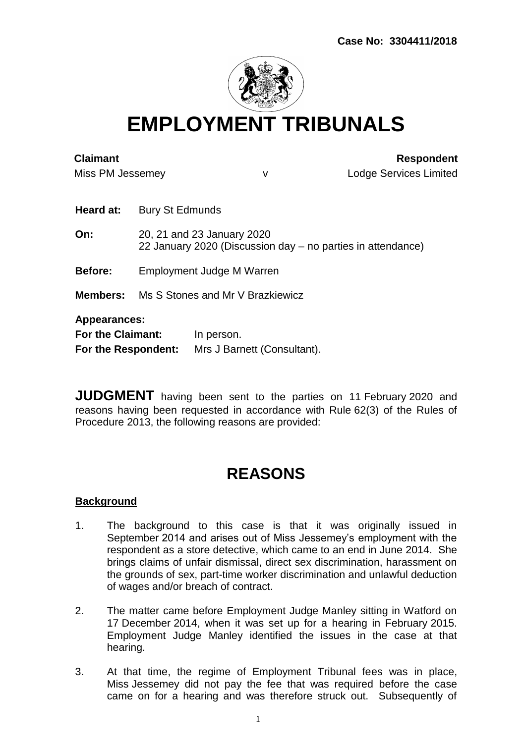**Case No: 3304411/2018**

# EMPLOYMENT TRIBUNALS

| **Claimant** | | **Respondent** |
|---|---|---|
| Miss PM Jessemey | v | Lodge Services Limited |

**Heard at:** Bury St Edmunds

**On:** 20, 21 and 23 January 2020
22 January 2020 (Discussion day – no parties in attendance)

**Before:** Employment Judge M Warren

**Members:** Ms S Stones and Mr V Brazkiewicz

**Appearances:**
**For the Claimant:** In person.
**For the Respondent:** Mrs J Barnett (Consultant).

**JUDGMENT** having been sent to the parties on 11 February 2020 and reasons having been requested in accordance with Rule 62(3) of the Rules of Procedure 2013, the following reasons are provided:

# REASONS

## Background

1. The background to this case is that it was originally issued in September 2014 and arises out of Miss Jessemey's employment with the respondent as a store detective, which came to an end in June 2014. She brings claims of unfair dismissal, direct sex discrimination, harassment on the grounds of sex, part-time worker discrimination and unlawful deduction of wages and/or breach of contract.

2. The matter came before Employment Judge Manley sitting in Watford on 17 December 2014, when it was set up for a hearing in February 2015. Employment Judge Manley identified the issues in the case at that hearing.

3. At that time, the regime of Employment Tribunal fees was in place, Miss Jessemey did not pay the fee that was required before the case came on for a hearing and was therefore struck out. Subsequently of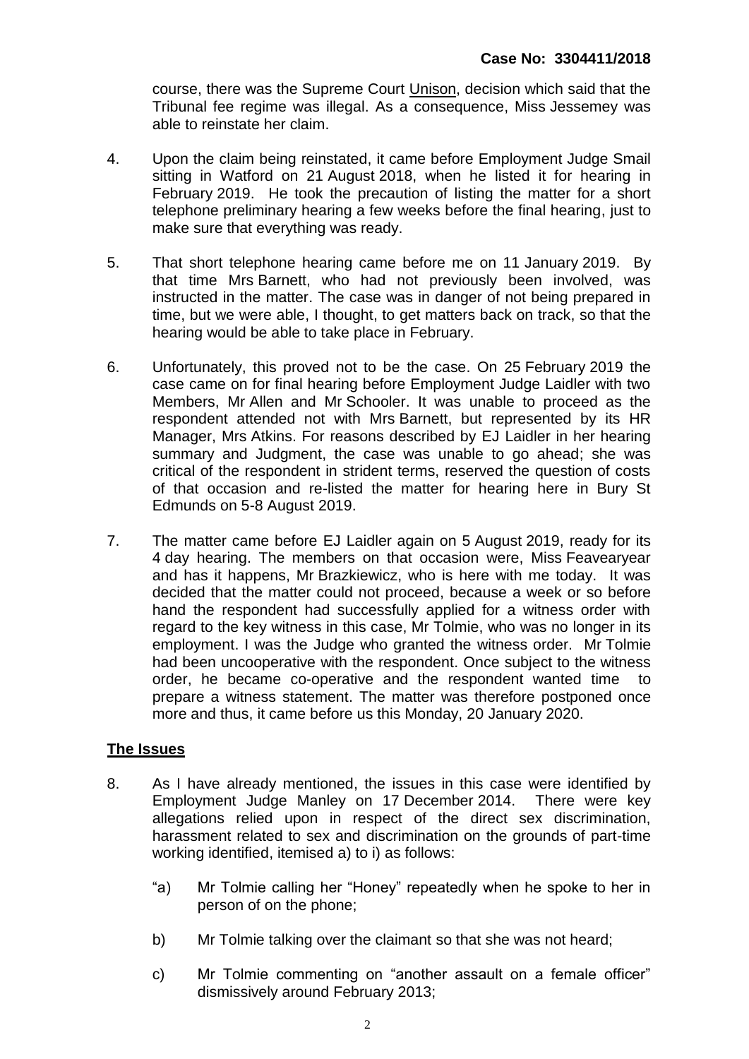course, there was the Supreme Court Unison, decision which said that the Tribunal fee regime was illegal. As a consequence, Miss Jessemey was able to reinstate her claim.

4. Upon the claim being reinstated, it came before Employment Judge Smail sitting in Watford on 21 August 2018, when he listed it for hearing in February 2019. He took the precaution of listing the matter for a short telephone preliminary hearing a few weeks before the final hearing, just to make sure that everything was ready.

5. That short telephone hearing came before me on 11 January 2019. By that time Mrs Barnett, who had not previously been involved, was instructed in the matter. The case was in danger of not being prepared in time, but we were able, I thought, to get matters back on track, so that the hearing would be able to take place in February.

6. Unfortunately, this proved not to be the case. On 25 February 2019 the case came on for final hearing before Employment Judge Laidler with two Members, Mr Allen and Mr Schooler. It was unable to proceed as the respondent attended not with Mrs Barnett, but represented by its HR Manager, Mrs Atkins. For reasons described by EJ Laidler in her hearing summary and Judgment, the case was unable to go ahead; she was critical of the respondent in strident terms, reserved the question of costs of that occasion and re-listed the matter for hearing here in Bury St Edmunds on 5-8 August 2019.

7. The matter came before EJ Laidler again on 5 August 2019, ready for its 4 day hearing. The members on that occasion were, Miss Feavearyear and has it happens, Mr Brazkiewicz, who is here with me today. It was decided that the matter could not proceed, because a week or so before hand the respondent had successfully applied for a witness order with regard to the key witness in this case, Mr Tolmie, who was no longer in its employment. I was the Judge who granted the witness order. Mr Tolmie had been uncooperative with the respondent. Once subject to the witness order, he became co-operative and the respondent wanted time to prepare a witness statement. The matter was therefore postponed once more and thus, it came before us this Monday, 20 January 2020.

## The Issues

8. As I have already mentioned, the issues in this case were identified by Employment Judge Manley on 17 December 2014. There were key allegations relied upon in respect of the direct sex discrimination, harassment related to sex and discrimination on the grounds of part-time working identified, itemised a) to i) as follows:

   "a) Mr Tolmie calling her "Honey" repeatedly when he spoke to her in person of on the phone;

   b) Mr Tolmie talking over the claimant so that she was not heard;

   c) Mr Tolmie commenting on "another assault on a female officer" dismissively around February 2013;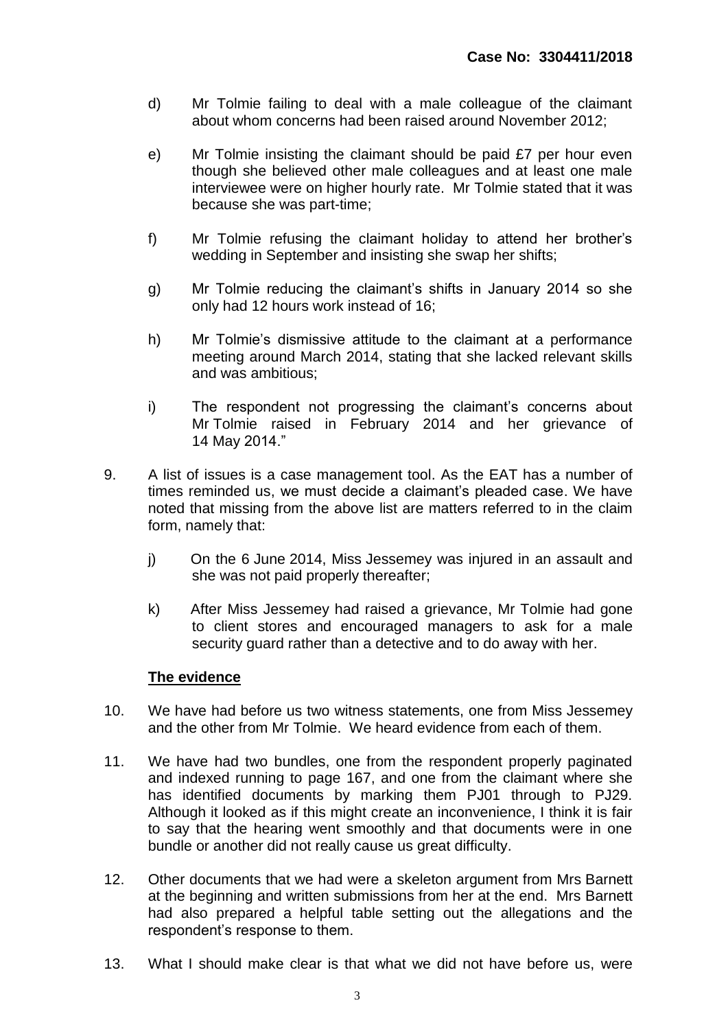d) Mr Tolmie failing to deal with a male colleague of the claimant about whom concerns had been raised around November 2012;

e) Mr Tolmie insisting the claimant should be paid £7 per hour even though she believed other male colleagues and at least one male interviewee were on higher hourly rate. Mr Tolmie stated that it was because she was part-time;

f) Mr Tolmie refusing the claimant holiday to attend her brother's wedding in September and insisting she swap her shifts;

g) Mr Tolmie reducing the claimant's shifts in January 2014 so she only had 12 hours work instead of 16;

h) Mr Tolmie's dismissive attitude to the claimant at a performance meeting around March 2014, stating that she lacked relevant skills and was ambitious;

i) The respondent not progressing the claimant's concerns about Mr Tolmie raised in February 2014 and her grievance of 14 May 2014."

9. A list of issues is a case management tool. As the EAT has a number of times reminded us, we must decide a claimant's pleaded case. We have noted that missing from the above list are matters referred to in the claim form, namely that:

   j) On the 6 June 2014, Miss Jessemey was injured in an assault and she was not paid properly thereafter;

   k) After Miss Jessemey had raised a grievance, Mr Tolmie had gone to client stores and encouraged managers to ask for a male security guard rather than a detective and to do away with her.

**The evidence**

10. We have had before us two witness statements, one from Miss Jessemey and the other from Mr Tolmie. We heard evidence from each of them.

11. We have had two bundles, one from the respondent properly paginated and indexed running to page 167, and one from the claimant where she has identified documents by marking them PJ01 through to PJ29. Although it looked as if this might create an inconvenience, I think it is fair to say that the hearing went smoothly and that documents were in one bundle or another did not really cause us great difficulty.

12. Other documents that we had were a skeleton argument from Mrs Barnett at the beginning and written submissions from her at the end. Mrs Barnett had also prepared a helpful table setting out the allegations and the respondent's response to them.

13. What I should make clear is that what we did not have before us, were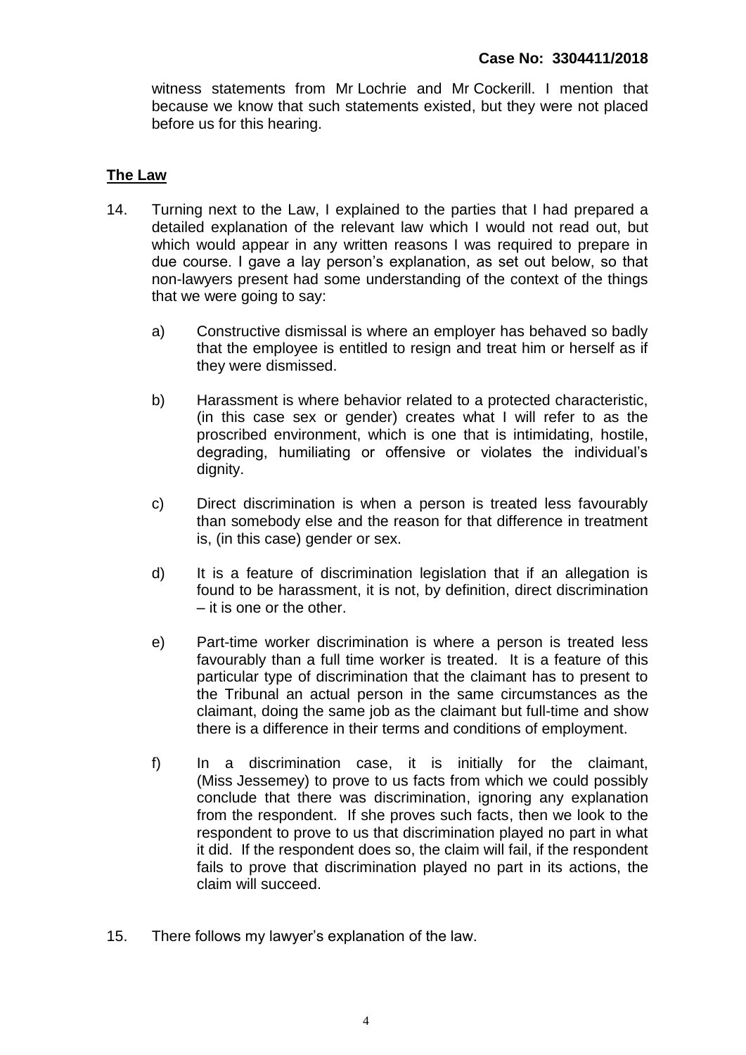witness statements from Mr Lochrie and Mr Cockerill. I mention that because we know that such statements existed, but they were not placed before us for this hearing.

## The Law

14. Turning next to the Law, I explained to the parties that I had prepared a detailed explanation of the relevant law which I would not read out, but which would appear in any written reasons I was required to prepare in due course. I gave a lay person's explanation, as set out below, so that non-lawyers present had some understanding of the context of the things that we were going to say:

    a) Constructive dismissal is where an employer has behaved so badly that the employee is entitled to resign and treat him or herself as if they were dismissed.

    b) Harassment is where behavior related to a protected characteristic, (in this case sex or gender) creates what I will refer to as the proscribed environment, which is one that is intimidating, hostile, degrading, humiliating or offensive or violates the individual's dignity.

    c) Direct discrimination is when a person is treated less favourably than somebody else and the reason for that difference in treatment is, (in this case) gender or sex.

    d) It is a feature of discrimination legislation that if an allegation is found to be harassment, it is not, by definition, direct discrimination – it is one or the other.

    e) Part-time worker discrimination is where a person is treated less favourably than a full time worker is treated. It is a feature of this particular type of discrimination that the claimant has to present to the Tribunal an actual person in the same circumstances as the claimant, doing the same job as the claimant but full-time and show there is a difference in their terms and conditions of employment.

    f) In a discrimination case, it is initially for the claimant, (Miss Jessemey) to prove to us facts from which we could possibly conclude that there was discrimination, ignoring any explanation from the respondent. If she proves such facts, then we look to the respondent to prove to us that discrimination played no part in what it did. If the respondent does so, the claim will fail, if the respondent fails to prove that discrimination played no part in its actions, the claim will succeed.

15. There follows my lawyer's explanation of the law.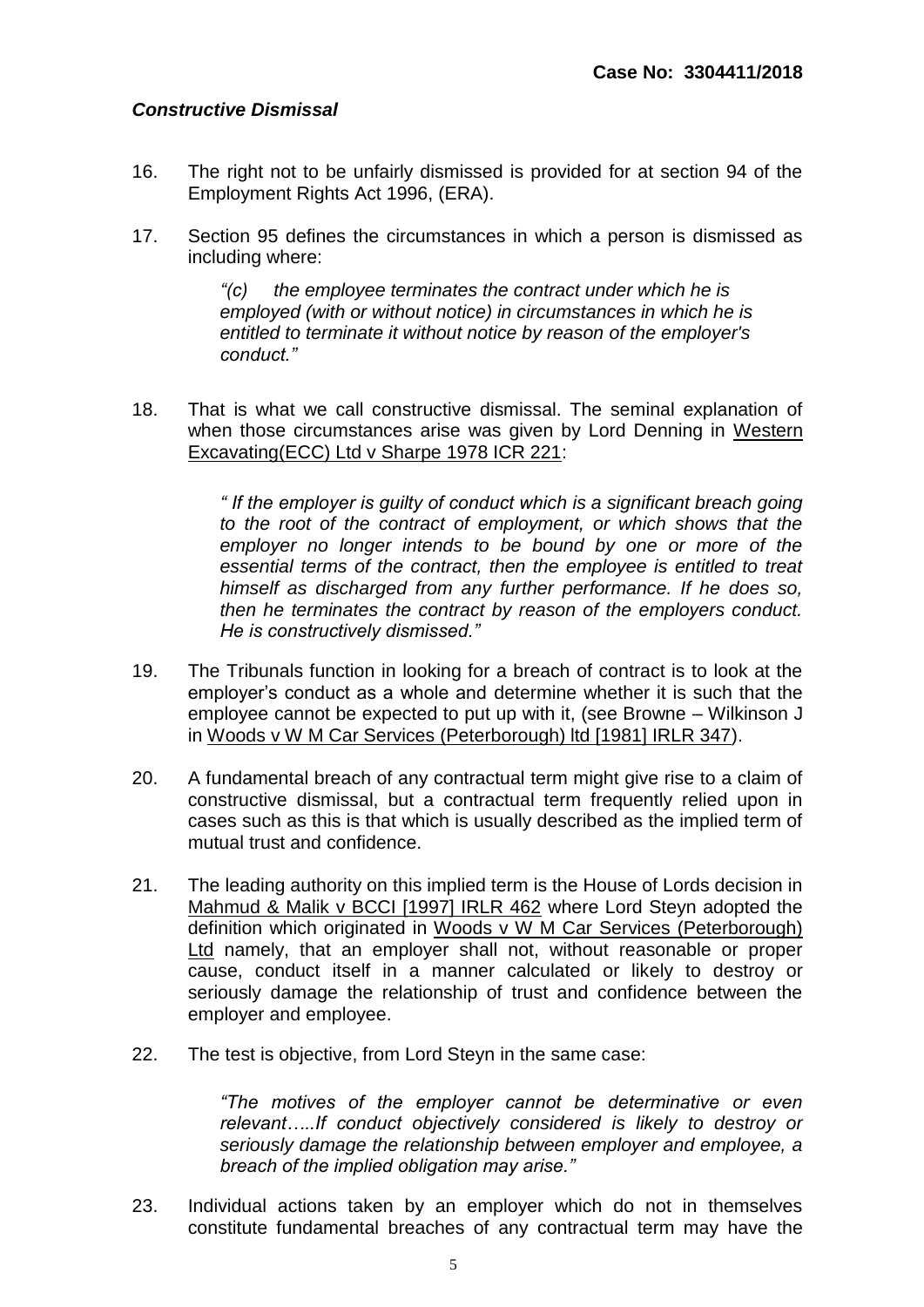***Constructive Dismissal***

16. The right not to be unfairly dismissed is provided for at section 94 of the Employment Rights Act 1996, (ERA).

17. Section 95 defines the circumstances in which a person is dismissed as including where:

> *"(c) the employee terminates the contract under which he is employed (with or without notice) in circumstances in which he is entitled to terminate it without notice by reason of the employer's conduct."*

18. That is what we call constructive dismissal. The seminal explanation of when those circumstances arise was given by Lord Denning in Western Excavating(ECC) Ltd v Sharpe 1978 ICR 221:

> *" If the employer is guilty of conduct which is a significant breach going to the root of the contract of employment, or which shows that the employer no longer intends to be bound by one or more of the essential terms of the contract, then the employee is entitled to treat himself as discharged from any further performance. If he does so, then he terminates the contract by reason of the employers conduct. He is constructively dismissed."*

19. The Tribunals function in looking for a breach of contract is to look at the employer's conduct as a whole and determine whether it is such that the employee cannot be expected to put up with it, (see Browne – Wilkinson J in Woods v W M Car Services (Peterborough) ltd [1981] IRLR 347).

20. A fundamental breach of any contractual term might give rise to a claim of constructive dismissal, but a contractual term frequently relied upon in cases such as this is that which is usually described as the implied term of mutual trust and confidence.

21. The leading authority on this implied term is the House of Lords decision in Mahmud & Malik v BCCI [1997] IRLR 462 where Lord Steyn adopted the definition which originated in Woods v W M Car Services (Peterborough) Ltd namely, that an employer shall not, without reasonable or proper cause, conduct itself in a manner calculated or likely to destroy or seriously damage the relationship of trust and confidence between the employer and employee.

22. The test is objective, from Lord Steyn in the same case:

> *"The motives of the employer cannot be determinative or even relevant…..If conduct objectively considered is likely to destroy or seriously damage the relationship between employer and employee, a breach of the implied obligation may arise."*

23. Individual actions taken by an employer which do not in themselves constitute fundamental breaches of any contractual term may have the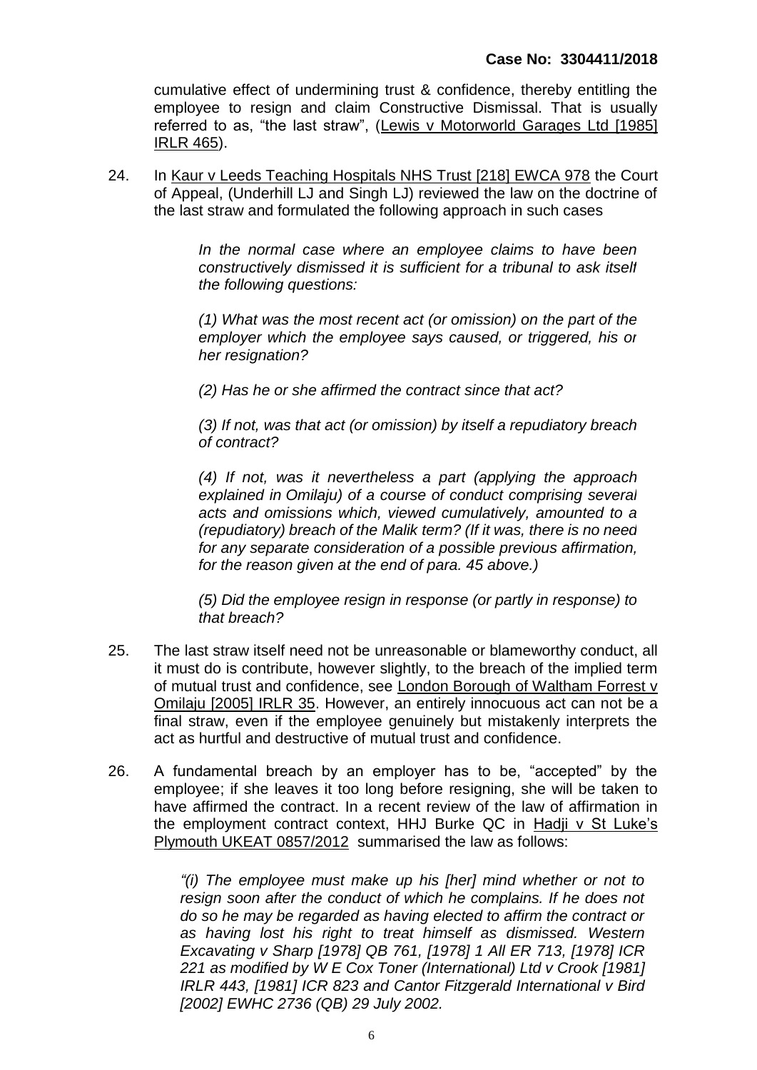cumulative effect of undermining trust & confidence, thereby entitling the employee to resign and claim Constructive Dismissal. That is usually referred to as, "the last straw", (Lewis v Motorworld Garages Ltd [1985] IRLR 465).

24. In Kaur v Leeds Teaching Hospitals NHS Trust [218] EWCA 978 the Court of Appeal, (Underhill LJ and Singh LJ) reviewed the law on the doctrine of the last straw and formulated the following approach in such cases

> *In the normal case where an employee claims to have been constructively dismissed it is sufficient for a tribunal to ask itself the following questions:*
>
> *(1) What was the most recent act (or omission) on the part of the employer which the employee says caused, or triggered, his or her resignation?*
>
> *(2) Has he or she affirmed the contract since that act?*
>
> *(3) If not, was that act (or omission) by itself a repudiatory breach of contract?*
>
> *(4) If not, was it nevertheless a part (applying the approach explained in Omilaju) of a course of conduct comprising several acts and omissions which, viewed cumulatively, amounted to a (repudiatory) breach of the Malik term? (If it was, there is no need for any separate consideration of a possible previous affirmation, for the reason given at the end of para. 45 above.)*
>
> *(5) Did the employee resign in response (or partly in response) to that breach?*

25. The last straw itself need not be unreasonable or blameworthy conduct, all it must do is contribute, however slightly, to the breach of the implied term of mutual trust and confidence, see London Borough of Waltham Forrest v Omilaju [2005] IRLR 35. However, an entirely innocuous act can not be a final straw, even if the employee genuinely but mistakenly interprets the act as hurtful and destructive of mutual trust and confidence.

26. A fundamental breach by an employer has to be, "accepted" by the employee; if she leaves it too long before resigning, she will be taken to have affirmed the contract. In a recent review of the law of affirmation in the employment contract context, HHJ Burke QC in Hadji v St Luke's Plymouth UKEAT 0857/2012 summarised the law as follows:

> *"(i) The employee must make up his [her] mind whether or not to resign soon after the conduct of which he complains. If he does not do so he may be regarded as having elected to affirm the contract or as having lost his right to treat himself as dismissed. Western Excavating v Sharp [1978] QB 761, [1978] 1 All ER 713, [1978] ICR 221 as modified by W E Cox Toner (International) Ltd v Crook [1981] IRLR 443, [1981] ICR 823 and Cantor Fitzgerald International v Bird [2002] EWHC 2736 (QB) 29 July 2002.*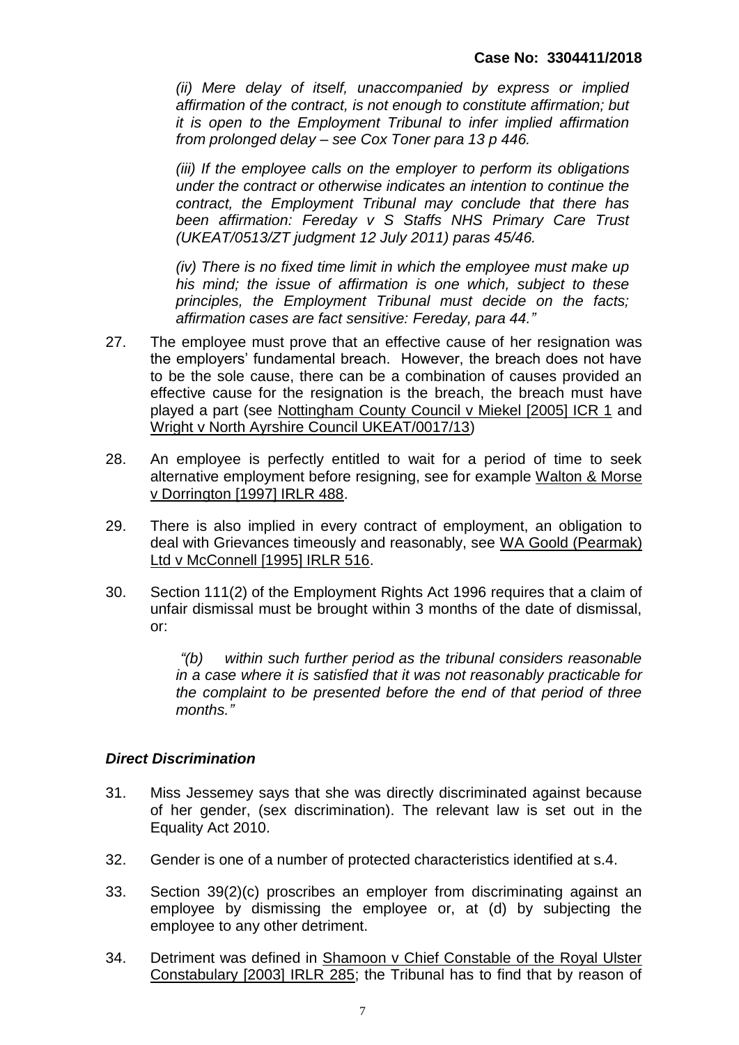*(ii) Mere delay of itself, unaccompanied by express or implied affirmation of the contract, is not enough to constitute affirmation; but it is open to the Employment Tribunal to infer implied affirmation from prolonged delay – see Cox Toner para 13 p 446.*

*(iii) If the employee calls on the employer to perform its obligations under the contract or otherwise indicates an intention to continue the contract, the Employment Tribunal may conclude that there has been affirmation: Fereday v S Staffs NHS Primary Care Trust (UKEAT/0513/ZT judgment 12 July 2011) paras 45/46.*

*(iv) There is no fixed time limit in which the employee must make up his mind; the issue of affirmation is one which, subject to these principles, the Employment Tribunal must decide on the facts; affirmation cases are fact sensitive: Fereday, para 44."*

27. The employee must prove that an effective cause of her resignation was the employers' fundamental breach. However, the breach does not have to be the sole cause, there can be a combination of causes provided an effective cause for the resignation is the breach, the breach must have played a part (see Nottingham County Council v Miekel [2005] ICR 1 and Wright v North Ayrshire Council UKEAT/0017/13)

28. An employee is perfectly entitled to wait for a period of time to seek alternative employment before resigning, see for example Walton & Morse v Dorrington [1997] IRLR 488.

29. There is also implied in every contract of employment, an obligation to deal with Grievances timeously and reasonably, see WA Goold (Pearmak) Ltd v McConnell [1995] IRLR 516.

30. Section 111(2) of the Employment Rights Act 1996 requires that a claim of unfair dismissal must be brought within 3 months of the date of dismissal, or:

    *"(b) within such further period as the tribunal considers reasonable in a case where it is satisfied that it was not reasonably practicable for the complaint to be presented before the end of that period of three months."*

### *Direct Discrimination*

31. Miss Jessemey says that she was directly discriminated against because of her gender, (sex discrimination). The relevant law is set out in the Equality Act 2010.

32. Gender is one of a number of protected characteristics identified at s.4.

33. Section 39(2)(c) proscribes an employer from discriminating against an employee by dismissing the employee or, at (d) by subjecting the employee to any other detriment.

34. Detriment was defined in Shamoon v Chief Constable of the Royal Ulster Constabulary [2003] IRLR 285; the Tribunal has to find that by reason of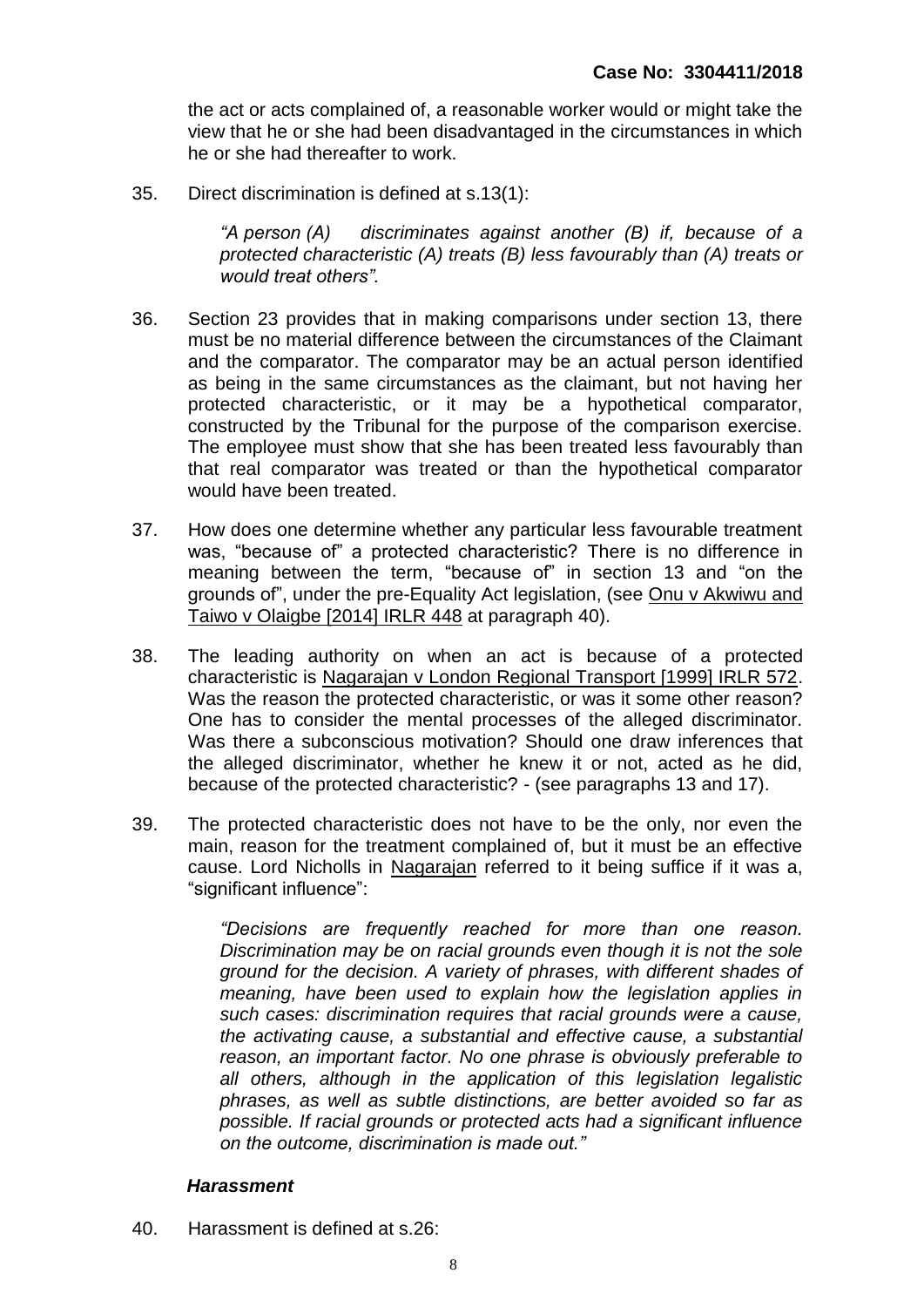the act or acts complained of, a reasonable worker would or might take the view that he or she had been disadvantaged in the circumstances in which he or she had thereafter to work.

35. Direct discrimination is defined at s.13(1):

> *"A person (A) discriminates against another (B) if, because of a protected characteristic (A) treats (B) less favourably than (A) treats or would treat others".*

36. Section 23 provides that in making comparisons under section 13, there must be no material difference between the circumstances of the Claimant and the comparator. The comparator may be an actual person identified as being in the same circumstances as the claimant, but not having her protected characteristic, or it may be a hypothetical comparator, constructed by the Tribunal for the purpose of the comparison exercise. The employee must show that she has been treated less favourably than that real comparator was treated or than the hypothetical comparator would have been treated.

37. How does one determine whether any particular less favourable treatment was, "because of" a protected characteristic? There is no difference in meaning between the term, "because of" in section 13 and "on the grounds of", under the pre-Equality Act legislation, (see Onu v Akwiwu and Taiwo v Olaigbe [2014] IRLR 448 at paragraph 40).

38. The leading authority on when an act is because of a protected characteristic is Nagarajan v London Regional Transport [1999] IRLR 572. Was the reason the protected characteristic, or was it some other reason? One has to consider the mental processes of the alleged discriminator. Was there a subconscious motivation? Should one draw inferences that the alleged discriminator, whether he knew it or not, acted as he did, because of the protected characteristic? - (see paragraphs 13 and 17).

39. The protected characteristic does not have to be the only, nor even the main, reason for the treatment complained of, but it must be an effective cause. Lord Nicholls in Nagarajan referred to it being suffice if it was a, "significant influence":

> *"Decisions are frequently reached for more than one reason. Discrimination may be on racial grounds even though it is not the sole ground for the decision. A variety of phrases, with different shades of meaning, have been used to explain how the legislation applies in such cases: discrimination requires that racial grounds were a cause, the activating cause, a substantial and effective cause, a substantial reason, an important factor. No one phrase is obviously preferable to all others, although in the application of this legislation legalistic phrases, as well as subtle distinctions, are better avoided so far as possible. If racial grounds or protected acts had a significant influence on the outcome, discrimination is made out."*

### *Harassment*

40. Harassment is defined at s.26: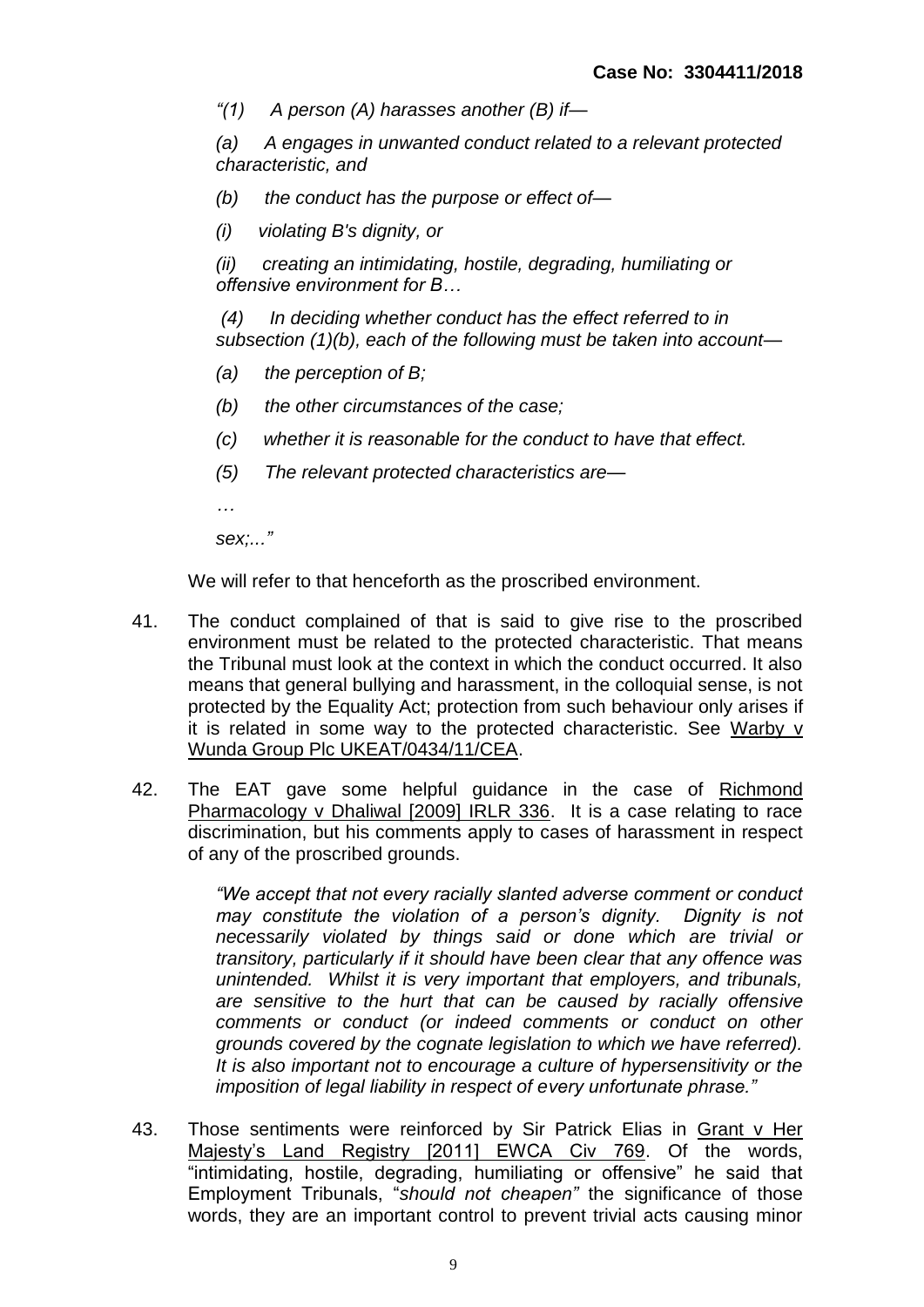*"(1) A person (A) harasses another (B) if—*

*(a) A engages in unwanted conduct related to a relevant protected characteristic, and*

*(b) the conduct has the purpose or effect of—*

*(i) violating B's dignity, or*

*(ii) creating an intimidating, hostile, degrading, humiliating or offensive environment for B…*

*(4) In deciding whether conduct has the effect referred to in subsection (1)(b), each of the following must be taken into account—*

*(a) the perception of B;*

*(b) the other circumstances of the case;*

*(c) whether it is reasonable for the conduct to have that effect.*

*(5) The relevant protected characteristics are—*

*…*

*sex;..."*

We will refer to that henceforth as the proscribed environment.

41. The conduct complained of that is said to give rise to the proscribed environment must be related to the protected characteristic. That means the Tribunal must look at the context in which the conduct occurred. It also means that general bullying and harassment, in the colloquial sense, is not protected by the Equality Act; protection from such behaviour only arises if it is related in some way to the protected characteristic. See Warby v Wunda Group Plc UKEAT/0434/11/CEA.

42. The EAT gave some helpful guidance in the case of Richmond Pharmacology v Dhaliwal [2009] IRLR 336. It is a case relating to race discrimination, but his comments apply to cases of harassment in respect of any of the proscribed grounds.

    *"We accept that not every racially slanted adverse comment or conduct may constitute the violation of a person's dignity. Dignity is not necessarily violated by things said or done which are trivial or transitory, particularly if it should have been clear that any offence was unintended. Whilst it is very important that employers, and tribunals, are sensitive to the hurt that can be caused by racially offensive comments or conduct (or indeed comments or conduct on other grounds covered by the cognate legislation to which we have referred). It is also important not to encourage a culture of hypersensitivity or the imposition of legal liability in respect of every unfortunate phrase."*

43. Those sentiments were reinforced by Sir Patrick Elias in Grant v Her Majesty's Land Registry [2011] EWCA Civ 769. Of the words, "intimidating, hostile, degrading, humiliating or offensive" he said that Employment Tribunals, "*should not cheapen"* the significance of those words, they are an important control to prevent trivial acts causing minor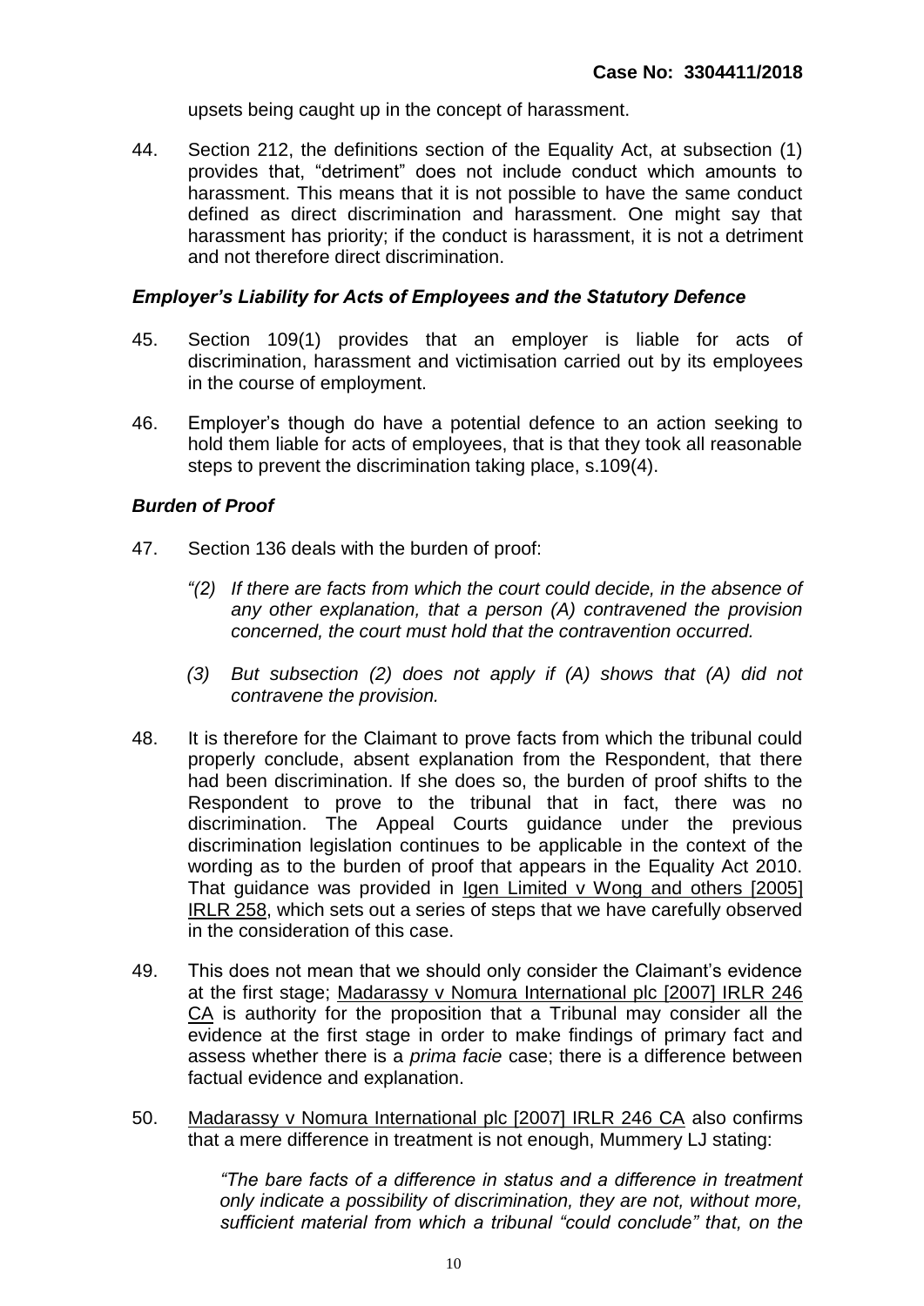upsets being caught up in the concept of harassment.

44. Section 212, the definitions section of the Equality Act, at subsection (1) provides that, "detriment" does not include conduct which amounts to harassment. This means that it is not possible to have the same conduct defined as direct discrimination and harassment. One might say that harassment has priority; if the conduct is harassment, it is not a detriment and not therefore direct discrimination.

### *Employer's Liability for Acts of Employees and the Statutory Defence*

45. Section 109(1) provides that an employer is liable for acts of discrimination, harassment and victimisation carried out by its employees in the course of employment.

46. Employer's though do have a potential defence to an action seeking to hold them liable for acts of employees, that is that they took all reasonable steps to prevent the discrimination taking place, s.109(4).

### *Burden of Proof*

47. Section 136 deals with the burden of proof:

    *"(2) If there are facts from which the court could decide, in the absence of any other explanation, that a person (A) contravened the provision concerned, the court must hold that the contravention occurred.*

    *(3) But subsection (2) does not apply if (A) shows that (A) did not contravene the provision.*

48. It is therefore for the Claimant to prove facts from which the tribunal could properly conclude, absent explanation from the Respondent, that there had been discrimination. If she does so, the burden of proof shifts to the Respondent to prove to the tribunal that in fact, there was no discrimination. The Appeal Courts guidance under the previous discrimination legislation continues to be applicable in the context of the wording as to the burden of proof that appears in the Equality Act 2010. That guidance was provided in Igen Limited v Wong and others [2005] IRLR 258, which sets out a series of steps that we have carefully observed in the consideration of this case.

49. This does not mean that we should only consider the Claimant's evidence at the first stage; Madarassy v Nomura International plc [2007] IRLR 246 CA is authority for the proposition that a Tribunal may consider all the evidence at the first stage in order to make findings of primary fact and assess whether there is a *prima facie* case; there is a difference between factual evidence and explanation.

50. Madarassy v Nomura International plc [2007] IRLR 246 CA also confirms that a mere difference in treatment is not enough, Mummery LJ stating:

    *"The bare facts of a difference in status and a difference in treatment only indicate a possibility of discrimination, they are not, without more, sufficient material from which a tribunal "could conclude" that, on the*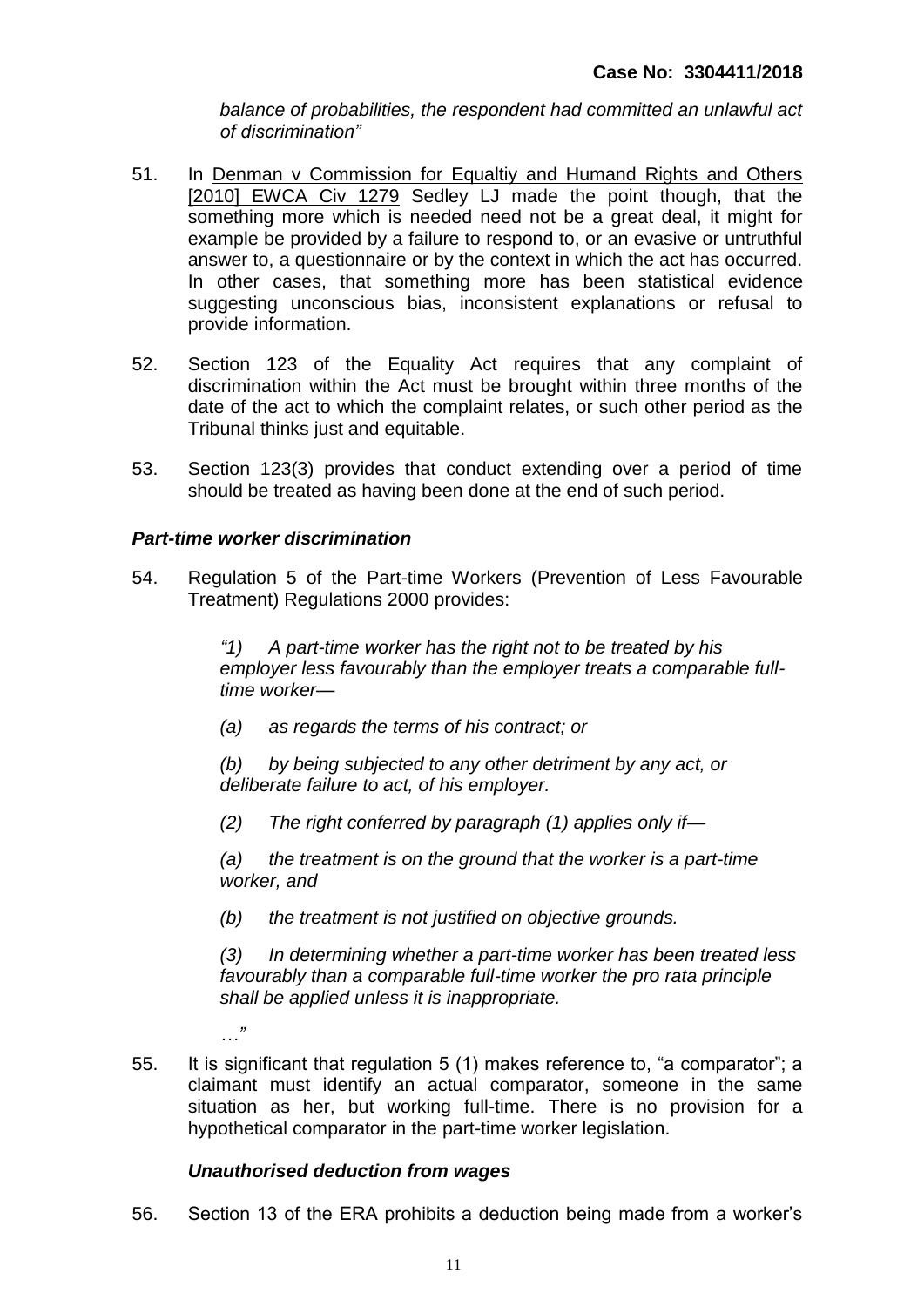*balance of probabilities, the respondent had committed an unlawful act of discrimination"*

51. In Denman v Commission for Equaltiy and Humand Rights and Others [2010] EWCA Civ 1279 Sedley LJ made the point though, that the something more which is needed need not be a great deal, it might for example be provided by a failure to respond to, or an evasive or untruthful answer to, a questionnaire or by the context in which the act has occurred. In other cases, that something more has been statistical evidence suggesting unconscious bias, inconsistent explanations or refusal to provide information.

52. Section 123 of the Equality Act requires that any complaint of discrimination within the Act must be brought within three months of the date of the act to which the complaint relates, or such other period as the Tribunal thinks just and equitable.

53. Section 123(3) provides that conduct extending over a period of time should be treated as having been done at the end of such period.

### *Part-time worker discrimination*

54. Regulation 5 of the Part-time Workers (Prevention of Less Favourable Treatment) Regulations 2000 provides:

   *"1) A part-time worker has the right not to be treated by his employer less favourably than the employer treats a comparable full-time worker—*

   *(a) as regards the terms of his contract; or*

   *(b) by being subjected to any other detriment by any act, or deliberate failure to act, of his employer.*

   *(2) The right conferred by paragraph (1) applies only if—*

   *(a) the treatment is on the ground that the worker is a part-time worker, and*

   *(b) the treatment is not justified on objective grounds.*

   *(3) In determining whether a part-time worker has been treated less favourably than a comparable full-time worker the pro rata principle shall be applied unless it is inappropriate.*

   *…"*

55. It is significant that regulation 5 (1) makes reference to, "a comparator"; a claimant must identify an actual comparator, someone in the same situation as her, but working full-time. There is no provision for a hypothetical comparator in the part-time worker legislation.

### *Unauthorised deduction from wages*

56. Section 13 of the ERA prohibits a deduction being made from a worker's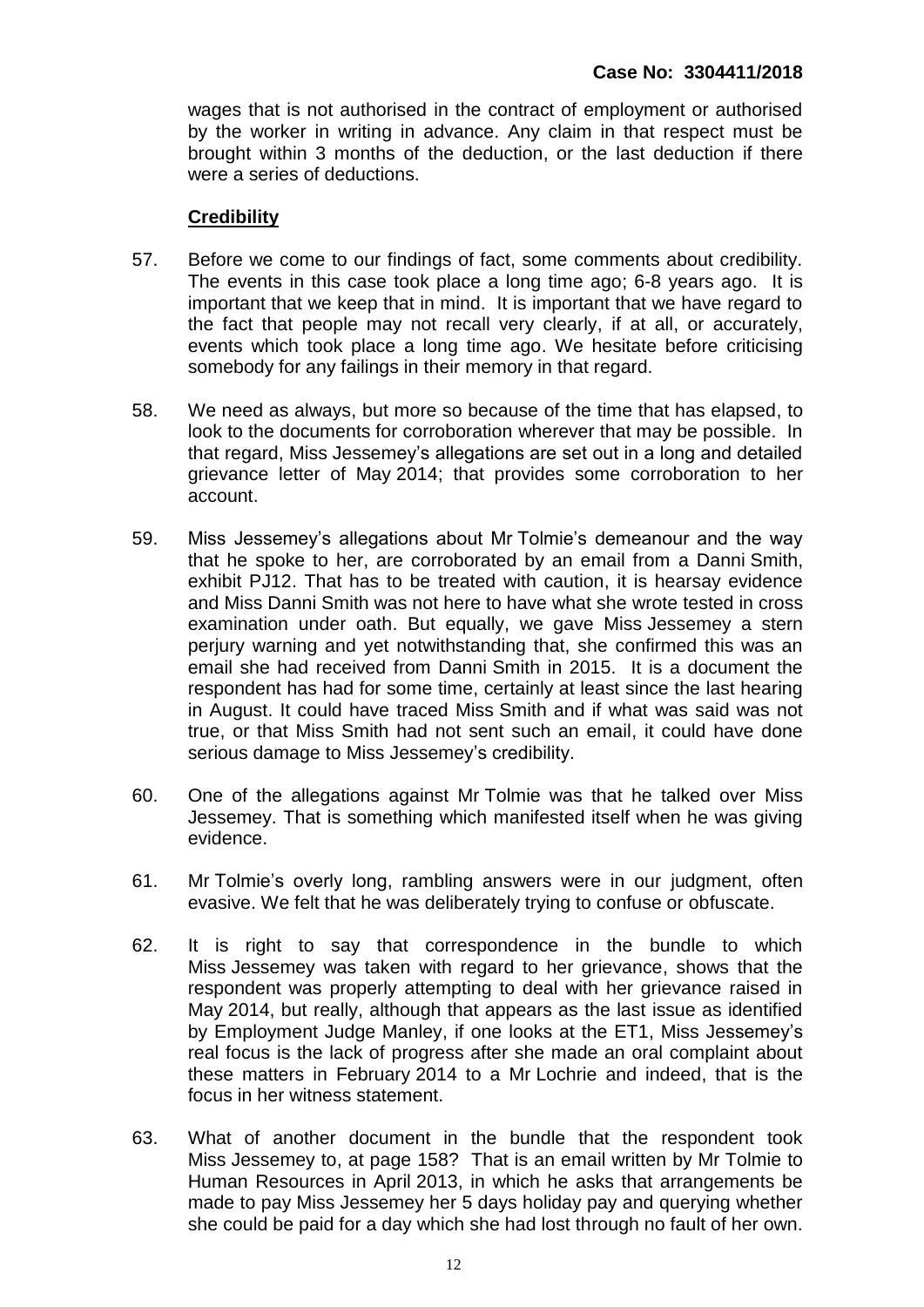wages that is not authorised in the contract of employment or authorised by the worker in writing in advance. Any claim in that respect must be brought within 3 months of the deduction, or the last deduction if there were a series of deductions.

**Credibility**

57. Before we come to our findings of fact, some comments about credibility. The events in this case took place a long time ago; 6-8 years ago. It is important that we keep that in mind. It is important that we have regard to the fact that people may not recall very clearly, if at all, or accurately, events which took place a long time ago. We hesitate before criticising somebody for any failings in their memory in that regard.

58. We need as always, but more so because of the time that has elapsed, to look to the documents for corroboration wherever that may be possible. In that regard, Miss Jessemey's allegations are set out in a long and detailed grievance letter of May 2014; that provides some corroboration to her account.

59. Miss Jessemey's allegations about Mr Tolmie's demeanour and the way that he spoke to her, are corroborated by an email from a Danni Smith, exhibit PJ12. That has to be treated with caution, it is hearsay evidence and Miss Danni Smith was not here to have what she wrote tested in cross examination under oath. But equally, we gave Miss Jessemey a stern perjury warning and yet notwithstanding that, she confirmed this was an email she had received from Danni Smith in 2015. It is a document the respondent has had for some time, certainly at least since the last hearing in August. It could have traced Miss Smith and if what was said was not true, or that Miss Smith had not sent such an email, it could have done serious damage to Miss Jessemey's credibility.

60. One of the allegations against Mr Tolmie was that he talked over Miss Jessemey. That is something which manifested itself when he was giving evidence.

61. Mr Tolmie's overly long, rambling answers were in our judgment, often evasive. We felt that he was deliberately trying to confuse or obfuscate.

62. It is right to say that correspondence in the bundle to which Miss Jessemey was taken with regard to her grievance, shows that the respondent was properly attempting to deal with her grievance raised in May 2014, but really, although that appears as the last issue as identified by Employment Judge Manley, if one looks at the ET1, Miss Jessemey's real focus is the lack of progress after she made an oral complaint about these matters in February 2014 to a Mr Lochrie and indeed, that is the focus in her witness statement.

63. What of another document in the bundle that the respondent took Miss Jessemey to, at page 158? That is an email written by Mr Tolmie to Human Resources in April 2013, in which he asks that arrangements be made to pay Miss Jessemey her 5 days holiday pay and querying whether she could be paid for a day which she had lost through no fault of her own.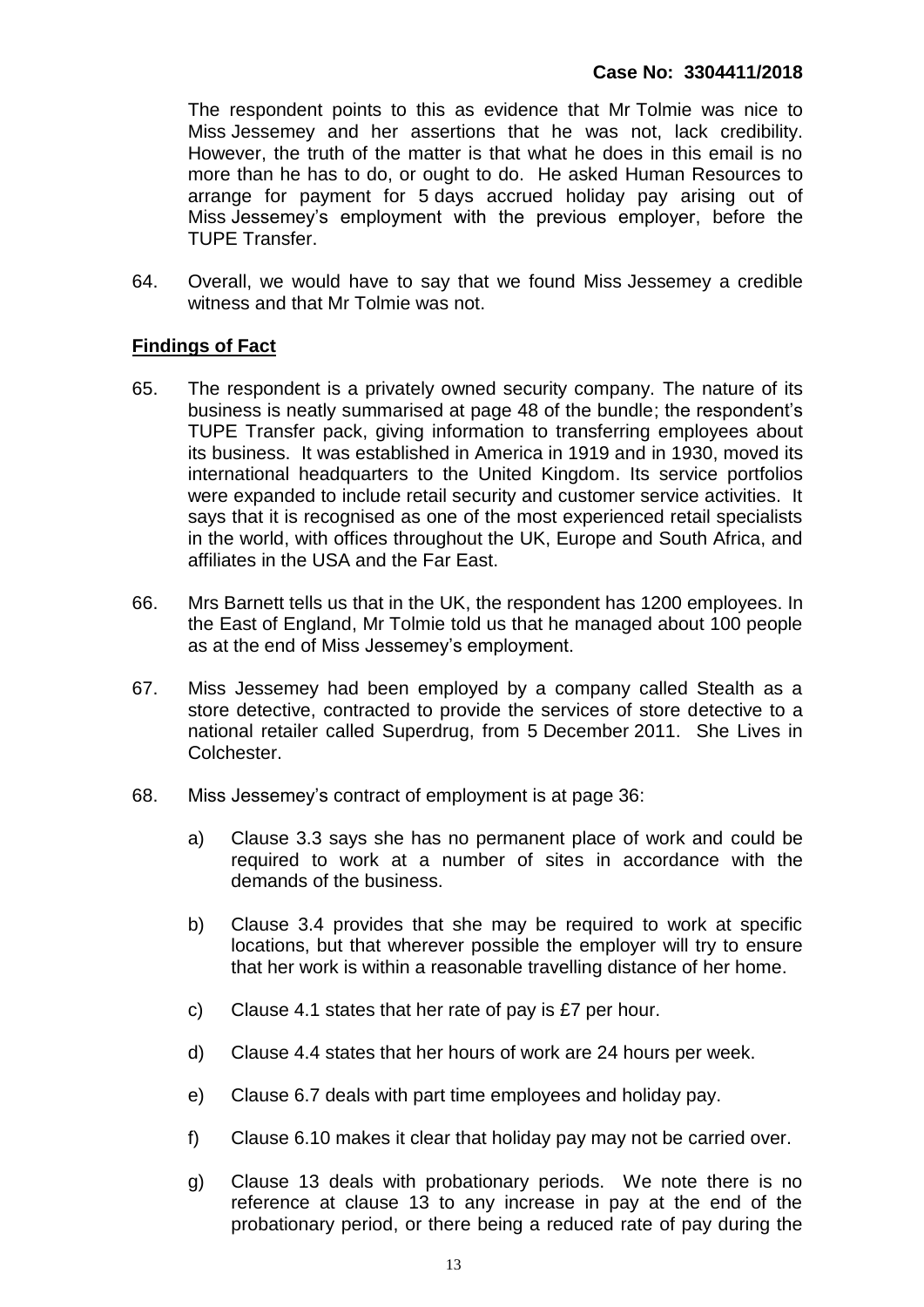The respondent points to this as evidence that Mr Tolmie was nice to Miss Jessemey and her assertions that he was not, lack credibility. However, the truth of the matter is that what he does in this email is no more than he has to do, or ought to do. He asked Human Resources to arrange for payment for 5 days accrued holiday pay arising out of Miss Jessemey's employment with the previous employer, before the TUPE Transfer.

64. Overall, we would have to say that we found Miss Jessemey a credible witness and that Mr Tolmie was not.

## Findings of Fact

65. The respondent is a privately owned security company. The nature of its business is neatly summarised at page 48 of the bundle; the respondent's TUPE Transfer pack, giving information to transferring employees about its business. It was established in America in 1919 and in 1930, moved its international headquarters to the United Kingdom. Its service portfolios were expanded to include retail security and customer service activities. It says that it is recognised as one of the most experienced retail specialists in the world, with offices throughout the UK, Europe and South Africa, and affiliates in the USA and the Far East.

66. Mrs Barnett tells us that in the UK, the respondent has 1200 employees. In the East of England, Mr Tolmie told us that he managed about 100 people as at the end of Miss Jessemey's employment.

67. Miss Jessemey had been employed by a company called Stealth as a store detective, contracted to provide the services of store detective to a national retailer called Superdrug, from 5 December 2011. She Lives in Colchester.

68. Miss Jessemey's contract of employment is at page 36:

    a) Clause 3.3 says she has no permanent place of work and could be required to work at a number of sites in accordance with the demands of the business.

    b) Clause 3.4 provides that she may be required to work at specific locations, but that wherever possible the employer will try to ensure that her work is within a reasonable travelling distance of her home.

    c) Clause 4.1 states that her rate of pay is £7 per hour.

    d) Clause 4.4 states that her hours of work are 24 hours per week.

    e) Clause 6.7 deals with part time employees and holiday pay.

    f) Clause 6.10 makes it clear that holiday pay may not be carried over.

    g) Clause 13 deals with probationary periods. We note there is no reference at clause 13 to any increase in pay at the end of the probationary period, or there being a reduced rate of pay during the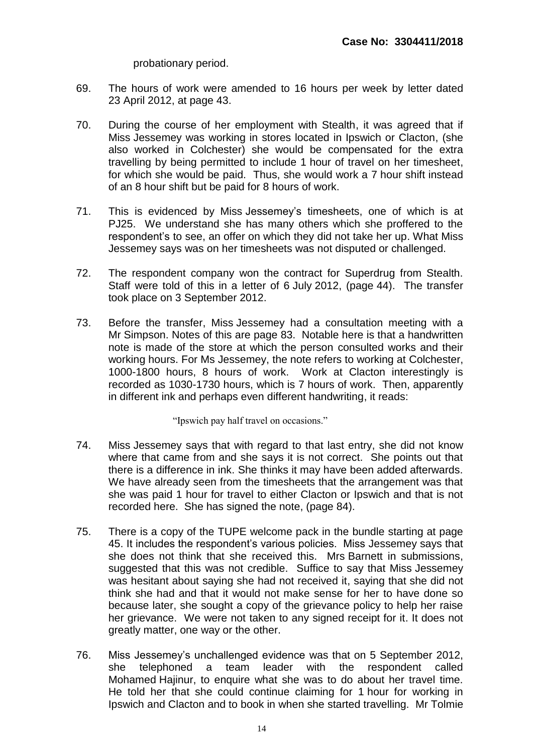probationary period.

69. The hours of work were amended to 16 hours per week by letter dated 23 April 2012, at page 43.

70. During the course of her employment with Stealth, it was agreed that if Miss Jessemey was working in stores located in Ipswich or Clacton, (she also worked in Colchester) she would be compensated for the extra travelling by being permitted to include 1 hour of travel on her timesheet, for which she would be paid. Thus, she would work a 7 hour shift instead of an 8 hour shift but be paid for 8 hours of work.

71. This is evidenced by Miss Jessemey's timesheets, one of which is at PJ25. We understand she has many others which she proffered to the respondent's to see, an offer on which they did not take her up. What Miss Jessemey says was on her timesheets was not disputed or challenged.

72. The respondent company won the contract for Superdrug from Stealth. Staff were told of this in a letter of 6 July 2012, (page 44). The transfer took place on 3 September 2012.

73. Before the transfer, Miss Jessemey had a consultation meeting with a Mr Simpson. Notes of this are page 83. Notable here is that a handwritten note is made of the store at which the person consulted works and their working hours. For Ms Jessemey, the note refers to working at Colchester, 1000-1800 hours, 8 hours of work. Work at Clacton interestingly is recorded as 1030-1730 hours, which is 7 hours of work. Then, apparently in different ink and perhaps even different handwriting, it reads:

> "Ipswich pay half travel on occasions."

74. Miss Jessemey says that with regard to that last entry, she did not know where that came from and she says it is not correct. She points out that there is a difference in ink. She thinks it may have been added afterwards. We have already seen from the timesheets that the arrangement was that she was paid 1 hour for travel to either Clacton or Ipswich and that is not recorded here. She has signed the note, (page 84).

75. There is a copy of the TUPE welcome pack in the bundle starting at page 45. It includes the respondent's various policies. Miss Jessemey says that she does not think that she received this. Mrs Barnett in submissions, suggested that this was not credible. Suffice to say that Miss Jessemey was hesitant about saying she had not received it, saying that she did not think she had and that it would not make sense for her to have done so because later, she sought a copy of the grievance policy to help her raise her grievance. We were not taken to any signed receipt for it. It does not greatly matter, one way or the other.

76. Miss Jessemey's unchallenged evidence was that on 5 September 2012, she telephoned a team leader with the respondent called Mohamed Hajinur, to enquire what she was to do about her travel time. He told her that she could continue claiming for 1 hour for working in Ipswich and Clacton and to book in when she started travelling. Mr Tolmie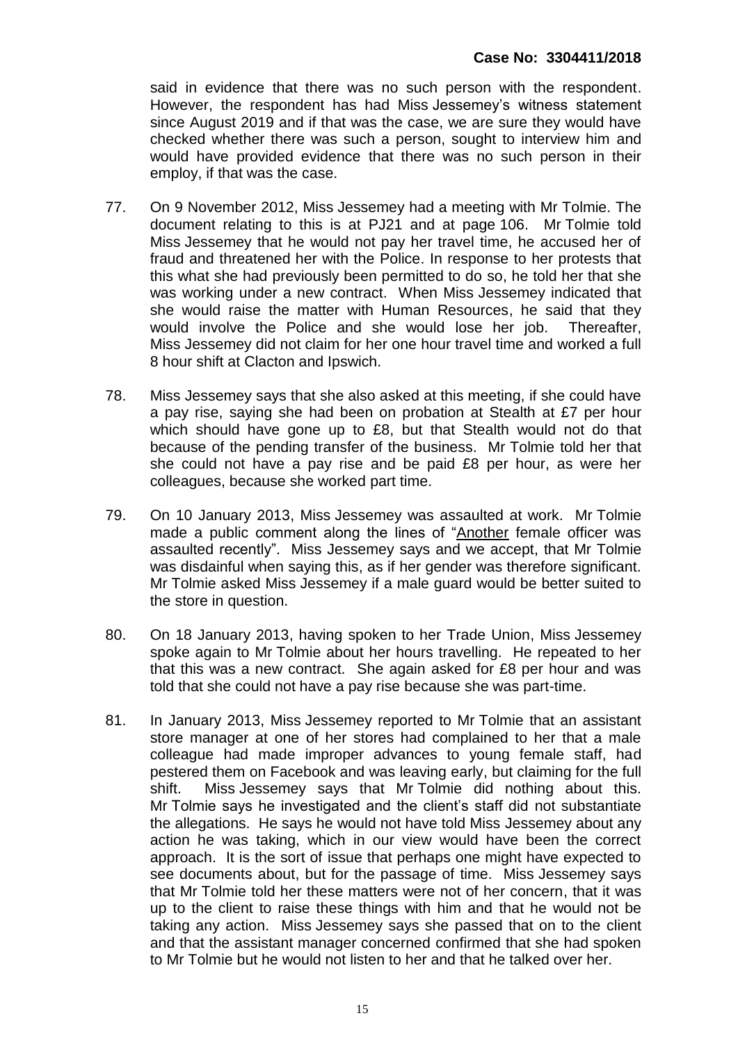said in evidence that there was no such person with the respondent. However, the respondent has had Miss Jessemey's witness statement since August 2019 and if that was the case, we are sure they would have checked whether there was such a person, sought to interview him and would have provided evidence that there was no such person in their employ, if that was the case.

77. On 9 November 2012, Miss Jessemey had a meeting with Mr Tolmie. The document relating to this is at PJ21 and at page 106. Mr Tolmie told Miss Jessemey that he would not pay her travel time, he accused her of fraud and threatened her with the Police. In response to her protests that this what she had previously been permitted to do so, he told her that she was working under a new contract. When Miss Jessemey indicated that she would raise the matter with Human Resources, he said that they would involve the Police and she would lose her job. Thereafter, Miss Jessemey did not claim for her one hour travel time and worked a full 8 hour shift at Clacton and Ipswich.

78. Miss Jessemey says that she also asked at this meeting, if she could have a pay rise, saying she had been on probation at Stealth at £7 per hour which should have gone up to £8, but that Stealth would not do that because of the pending transfer of the business. Mr Tolmie told her that she could not have a pay rise and be paid £8 per hour, as were her colleagues, because she worked part time.

79. On 10 January 2013, Miss Jessemey was assaulted at work. Mr Tolmie made a public comment along the lines of "<u>Another</u> female officer was assaulted recently". Miss Jessemey says and we accept, that Mr Tolmie was disdainful when saying this, as if her gender was therefore significant. Mr Tolmie asked Miss Jessemey if a male guard would be better suited to the store in question.

80. On 18 January 2013, having spoken to her Trade Union, Miss Jessemey spoke again to Mr Tolmie about her hours travelling. He repeated to her that this was a new contract. She again asked for £8 per hour and was told that she could not have a pay rise because she was part-time.

81. In January 2013, Miss Jessemey reported to Mr Tolmie that an assistant store manager at one of her stores had complained to her that a male colleague had made improper advances to young female staff, had pestered them on Facebook and was leaving early, but claiming for the full shift. Miss Jessemey says that Mr Tolmie did nothing about this. Mr Tolmie says he investigated and the client's staff did not substantiate the allegations. He says he would not have told Miss Jessemey about any action he was taking, which in our view would have been the correct approach. It is the sort of issue that perhaps one might have expected to see documents about, but for the passage of time. Miss Jessemey says that Mr Tolmie told her these matters were not of her concern, that it was up to the client to raise these things with him and that he would not be taking any action. Miss Jessemey says she passed that on to the client and that the assistant manager concerned confirmed that she had spoken to Mr Tolmie but he would not listen to her and that he talked over her.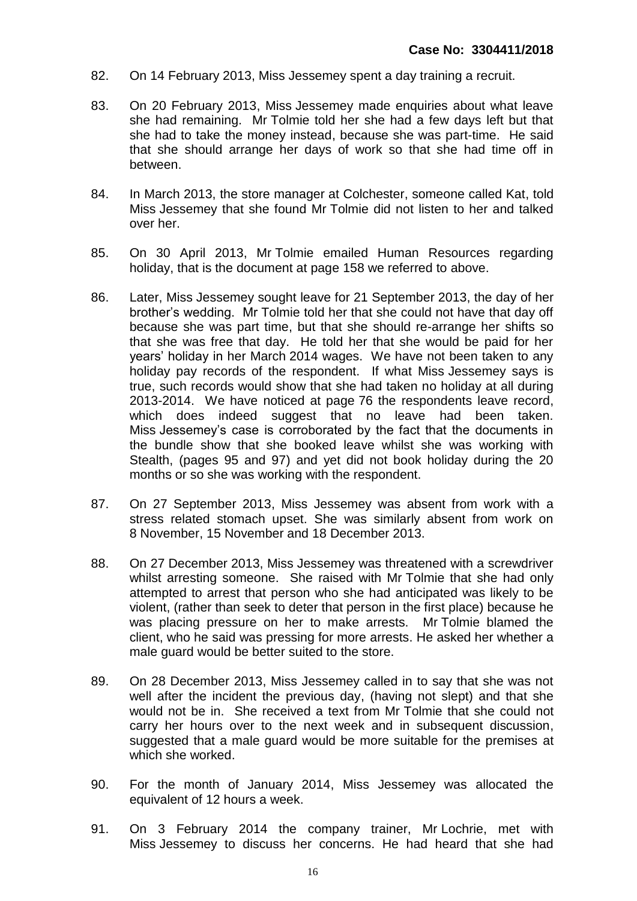82. On 14 February 2013, Miss Jessemey spent a day training a recruit.

83. On 20 February 2013, Miss Jessemey made enquiries about what leave she had remaining. Mr Tolmie told her she had a few days left but that she had to take the money instead, because she was part-time. He said that she should arrange her days of work so that she had time off in between.

84. In March 2013, the store manager at Colchester, someone called Kat, told Miss Jessemey that she found Mr Tolmie did not listen to her and talked over her.

85. On 30 April 2013, Mr Tolmie emailed Human Resources regarding holiday, that is the document at page 158 we referred to above.

86. Later, Miss Jessemey sought leave for 21 September 2013, the day of her brother's wedding. Mr Tolmie told her that she could not have that day off because she was part time, but that she should re-arrange her shifts so that she was free that day. He told her that she would be paid for her years' holiday in her March 2014 wages. We have not been taken to any holiday pay records of the respondent. If what Miss Jessemey says is true, such records would show that she had taken no holiday at all during 2013-2014. We have noticed at page 76 the respondents leave record, which does indeed suggest that no leave had been taken. Miss Jessemey's case is corroborated by the fact that the documents in the bundle show that she booked leave whilst she was working with Stealth, (pages 95 and 97) and yet did not book holiday during the 20 months or so she was working with the respondent.

87. On 27 September 2013, Miss Jessemey was absent from work with a stress related stomach upset. She was similarly absent from work on 8 November, 15 November and 18 December 2013.

88. On 27 December 2013, Miss Jessemey was threatened with a screwdriver whilst arresting someone. She raised with Mr Tolmie that she had only attempted to arrest that person who she had anticipated was likely to be violent, (rather than seek to deter that person in the first place) because he was placing pressure on her to make arrests. Mr Tolmie blamed the client, who he said was pressing for more arrests. He asked her whether a male guard would be better suited to the store.

89. On 28 December 2013, Miss Jessemey called in to say that she was not well after the incident the previous day, (having not slept) and that she would not be in. She received a text from Mr Tolmie that she could not carry her hours over to the next week and in subsequent discussion, suggested that a male guard would be more suitable for the premises at which she worked.

90. For the month of January 2014, Miss Jessemey was allocated the equivalent of 12 hours a week.

91. On 3 February 2014 the company trainer, Mr Lochrie, met with Miss Jessemey to discuss her concerns. He had heard that she had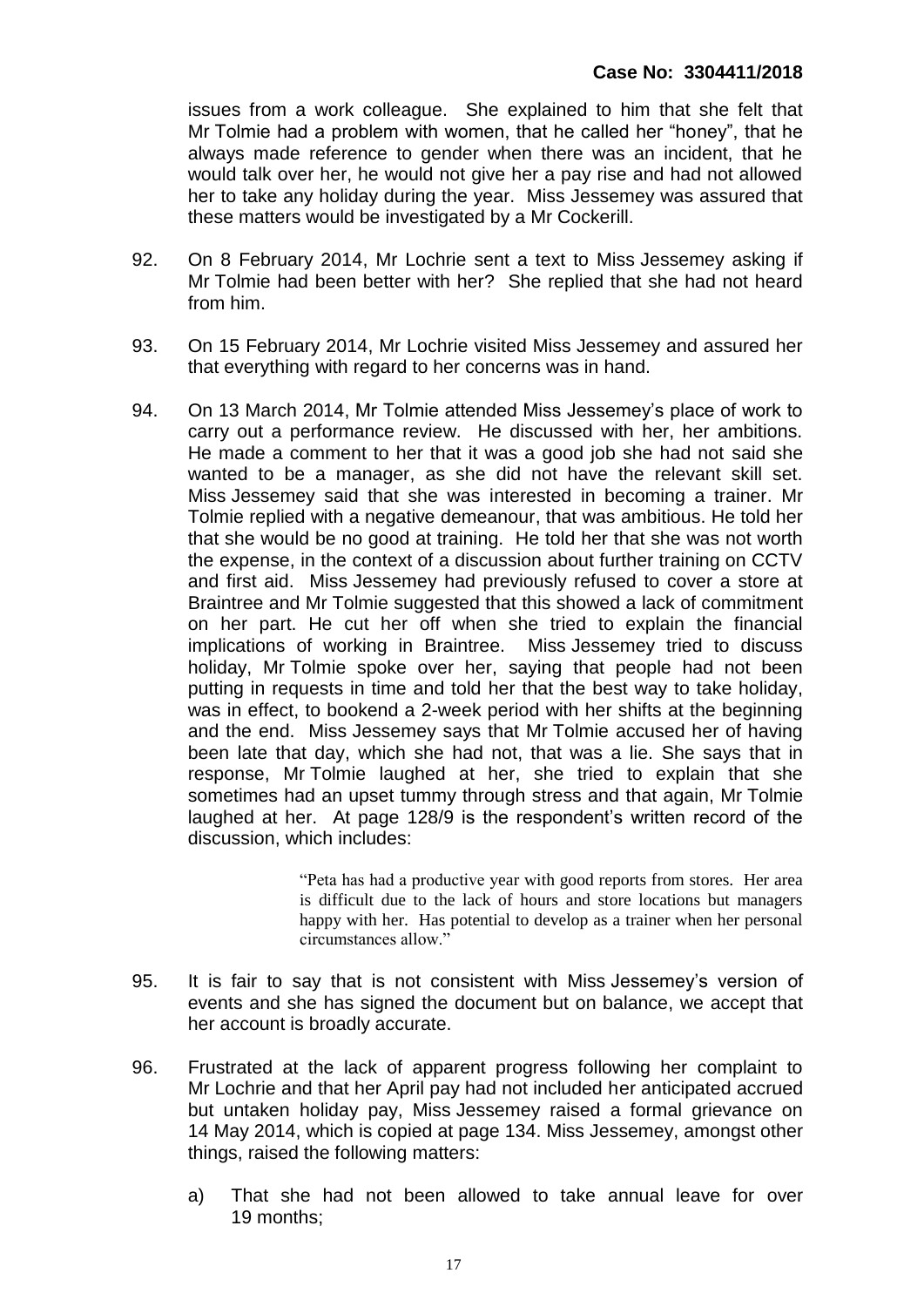issues from a work colleague. She explained to him that she felt that Mr Tolmie had a problem with women, that he called her "honey", that he always made reference to gender when there was an incident, that he would talk over her, he would not give her a pay rise and had not allowed her to take any holiday during the year. Miss Jessemey was assured that these matters would be investigated by a Mr Cockerill.

92. On 8 February 2014, Mr Lochrie sent a text to Miss Jessemey asking if Mr Tolmie had been better with her? She replied that she had not heard from him.

93. On 15 February 2014, Mr Lochrie visited Miss Jessemey and assured her that everything with regard to her concerns was in hand.

94. On 13 March 2014, Mr Tolmie attended Miss Jessemey's place of work to carry out a performance review. He discussed with her, her ambitions. He made a comment to her that it was a good job she had not said she wanted to be a manager, as she did not have the relevant skill set. Miss Jessemey said that she was interested in becoming a trainer. Mr Tolmie replied with a negative demeanour, that was ambitious. He told her that she would be no good at training. He told her that she was not worth the expense, in the context of a discussion about further training on CCTV and first aid. Miss Jessemey had previously refused to cover a store at Braintree and Mr Tolmie suggested that this showed a lack of commitment on her part. He cut her off when she tried to explain the financial implications of working in Braintree. Miss Jessemey tried to discuss holiday, Mr Tolmie spoke over her, saying that people had not been putting in requests in time and told her that the best way to take holiday, was in effect, to bookend a 2-week period with her shifts at the beginning and the end. Miss Jessemey says that Mr Tolmie accused her of having been late that day, which she had not, that was a lie. She says that in response, Mr Tolmie laughed at her, she tried to explain that she sometimes had an upset tummy through stress and that again, Mr Tolmie laughed at her. At page 128/9 is the respondent's written record of the discussion, which includes:

> "Peta has had a productive year with good reports from stores. Her area is difficult due to the lack of hours and store locations but managers happy with her. Has potential to develop as a trainer when her personal circumstances allow."

95. It is fair to say that is not consistent with Miss Jessemey's version of events and she has signed the document but on balance, we accept that her account is broadly accurate.

96. Frustrated at the lack of apparent progress following her complaint to Mr Lochrie and that her April pay had not included her anticipated accrued but untaken holiday pay, Miss Jessemey raised a formal grievance on 14 May 2014, which is copied at page 134. Miss Jessemey, amongst other things, raised the following matters:

    a) That she had not been allowed to take annual leave for over 19 months;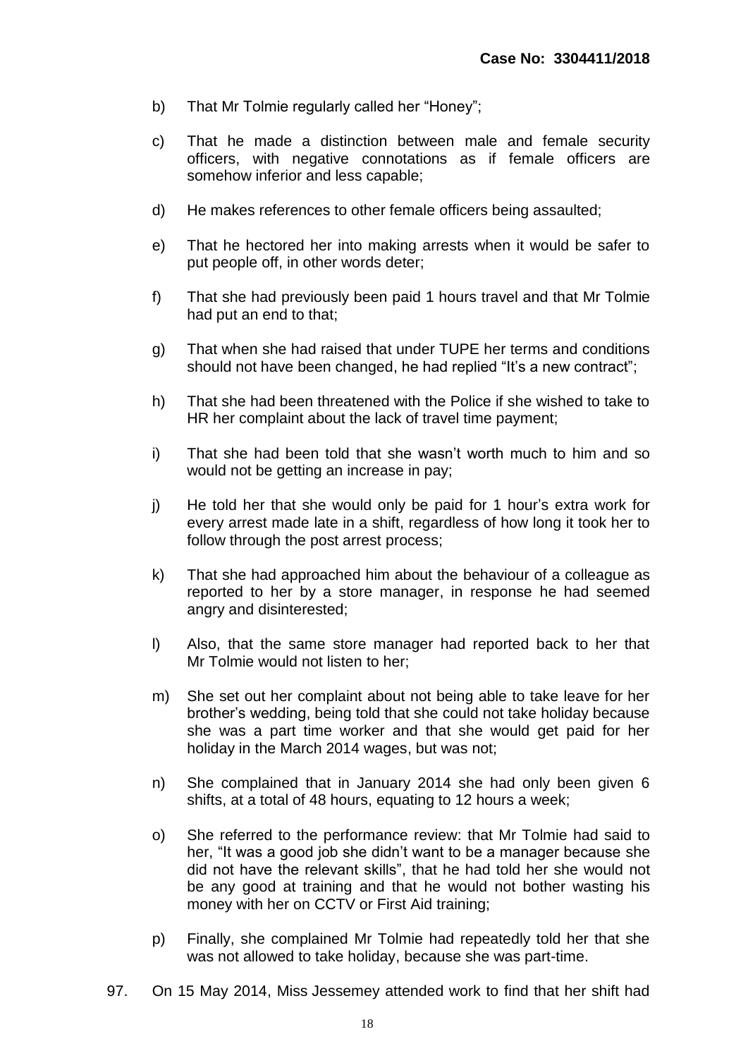b) That Mr Tolmie regularly called her "Honey";

c) That he made a distinction between male and female security officers, with negative connotations as if female officers are somehow inferior and less capable;

d) He makes references to other female officers being assaulted;

e) That he hectored her into making arrests when it would be safer to put people off, in other words deter;

f) That she had previously been paid 1 hours travel and that Mr Tolmie had put an end to that;

g) That when she had raised that under TUPE her terms and conditions should not have been changed, he had replied "It's a new contract";

h) That she had been threatened with the Police if she wished to take to HR her complaint about the lack of travel time payment;

i) That she had been told that she wasn't worth much to him and so would not be getting an increase in pay;

j) He told her that she would only be paid for 1 hour's extra work for every arrest made late in a shift, regardless of how long it took her to follow through the post arrest process;

k) That she had approached him about the behaviour of a colleague as reported to her by a store manager, in response he had seemed angry and disinterested;

l) Also, that the same store manager had reported back to her that Mr Tolmie would not listen to her;

m) She set out her complaint about not being able to take leave for her brother's wedding, being told that she could not take holiday because she was a part time worker and that she would get paid for her holiday in the March 2014 wages, but was not;

n) She complained that in January 2014 she had only been given 6 shifts, at a total of 48 hours, equating to 12 hours a week;

o) She referred to the performance review: that Mr Tolmie had said to her, "It was a good job she didn't want to be a manager because she did not have the relevant skills", that he had told her she would not be any good at training and that he would not bother wasting his money with her on CCTV or First Aid training;

p) Finally, she complained Mr Tolmie had repeatedly told her that she was not allowed to take holiday, because she was part-time.

97. On 15 May 2014, Miss Jessemey attended work to find that her shift had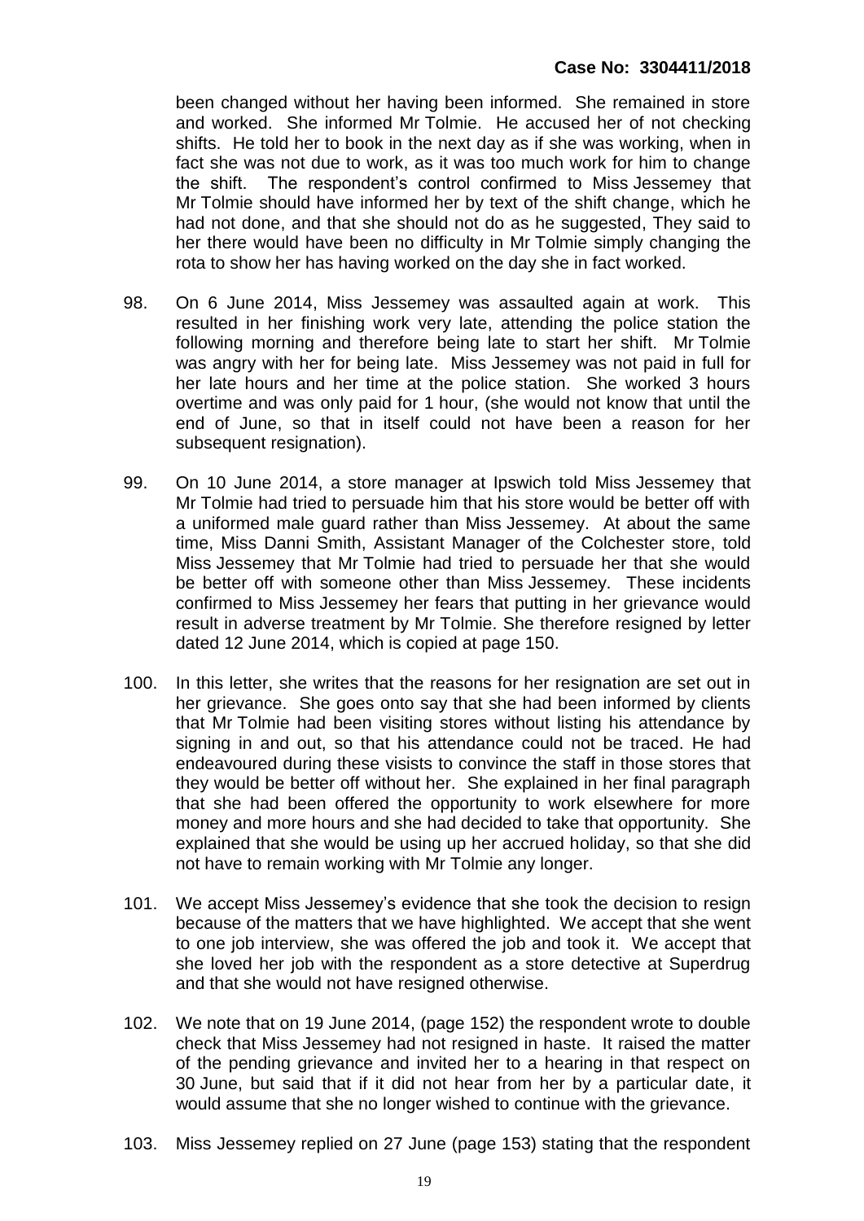been changed without her having been informed. She remained in store and worked. She informed Mr Tolmie. He accused her of not checking shifts. He told her to book in the next day as if she was working, when in fact she was not due to work, as it was too much work for him to change the shift. The respondent's control confirmed to Miss Jessemey that Mr Tolmie should have informed her by text of the shift change, which he had not done, and that she should not do as he suggested, They said to her there would have been no difficulty in Mr Tolmie simply changing the rota to show her has having worked on the day she in fact worked.

98. On 6 June 2014, Miss Jessemey was assaulted again at work. This resulted in her finishing work very late, attending the police station the following morning and therefore being late to start her shift. Mr Tolmie was angry with her for being late. Miss Jessemey was not paid in full for her late hours and her time at the police station. She worked 3 hours overtime and was only paid for 1 hour, (she would not know that until the end of June, so that in itself could not have been a reason for her subsequent resignation).

99. On 10 June 2014, a store manager at Ipswich told Miss Jessemey that Mr Tolmie had tried to persuade him that his store would be better off with a uniformed male guard rather than Miss Jessemey. At about the same time, Miss Danni Smith, Assistant Manager of the Colchester store, told Miss Jessemey that Mr Tolmie had tried to persuade her that she would be better off with someone other than Miss Jessemey. These incidents confirmed to Miss Jessemey her fears that putting in her grievance would result in adverse treatment by Mr Tolmie. She therefore resigned by letter dated 12 June 2014, which is copied at page 150.

100. In this letter, she writes that the reasons for her resignation are set out in her grievance. She goes onto say that she had been informed by clients that Mr Tolmie had been visiting stores without listing his attendance by signing in and out, so that his attendance could not be traced. He had endeavoured during these visists to convince the staff in those stores that they would be better off without her. She explained in her final paragraph that she had been offered the opportunity to work elsewhere for more money and more hours and she had decided to take that opportunity. She explained that she would be using up her accrued holiday, so that she did not have to remain working with Mr Tolmie any longer.

101. We accept Miss Jessemey's evidence that she took the decision to resign because of the matters that we have highlighted. We accept that she went to one job interview, she was offered the job and took it. We accept that she loved her job with the respondent as a store detective at Superdrug and that she would not have resigned otherwise.

102. We note that on 19 June 2014, (page 152) the respondent wrote to double check that Miss Jessemey had not resigned in haste. It raised the matter of the pending grievance and invited her to a hearing in that respect on 30 June, but said that if it did not hear from her by a particular date, it would assume that she no longer wished to continue with the grievance.

103. Miss Jessemey replied on 27 June (page 153) stating that the respondent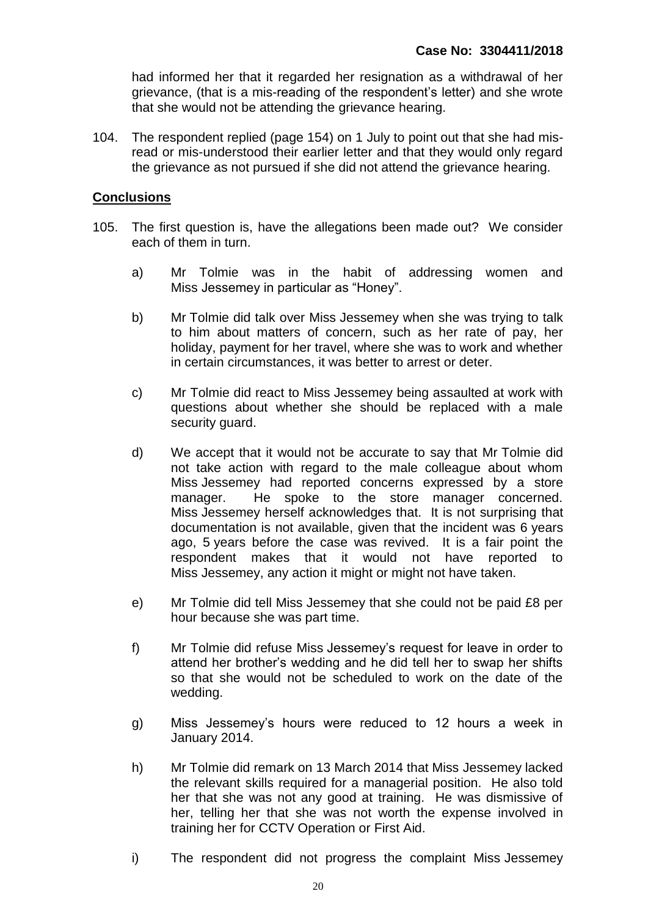had informed her that it regarded her resignation as a withdrawal of her grievance, (that is a mis-reading of the respondent's letter) and she wrote that she would not be attending the grievance hearing.

104. The respondent replied (page 154) on 1 July to point out that she had mis-read or mis-understood their earlier letter and that they would only regard the grievance as not pursued if she did not attend the grievance hearing.

## Conclusions

105. The first question is, have the allegations been made out? We consider each of them in turn.

a) Mr Tolmie was in the habit of addressing women and Miss Jessemey in particular as "Honey".

b) Mr Tolmie did talk over Miss Jessemey when she was trying to talk to him about matters of concern, such as her rate of pay, her holiday, payment for her travel, where she was to work and whether in certain circumstances, it was better to arrest or deter.

c) Mr Tolmie did react to Miss Jessemey being assaulted at work with questions about whether she should be replaced with a male security guard.

d) We accept that it would not be accurate to say that Mr Tolmie did not take action with regard to the male colleague about whom Miss Jessemey had reported concerns expressed by a store manager. He spoke to the store manager concerned. Miss Jessemey herself acknowledges that. It is not surprising that documentation is not available, given that the incident was 6 years ago, 5 years before the case was revived. It is a fair point the respondent makes that it would not have reported to Miss Jessemey, any action it might or might not have taken.

e) Mr Tolmie did tell Miss Jessemey that she could not be paid £8 per hour because she was part time.

f) Mr Tolmie did refuse Miss Jessemey's request for leave in order to attend her brother's wedding and he did tell her to swap her shifts so that she would not be scheduled to work on the date of the wedding.

g) Miss Jessemey's hours were reduced to 12 hours a week in January 2014.

h) Mr Tolmie did remark on 13 March 2014 that Miss Jessemey lacked the relevant skills required for a managerial position. He also told her that she was not any good at training. He was dismissive of her, telling her that she was not worth the expense involved in training her for CCTV Operation or First Aid.

i) The respondent did not progress the complaint Miss Jessemey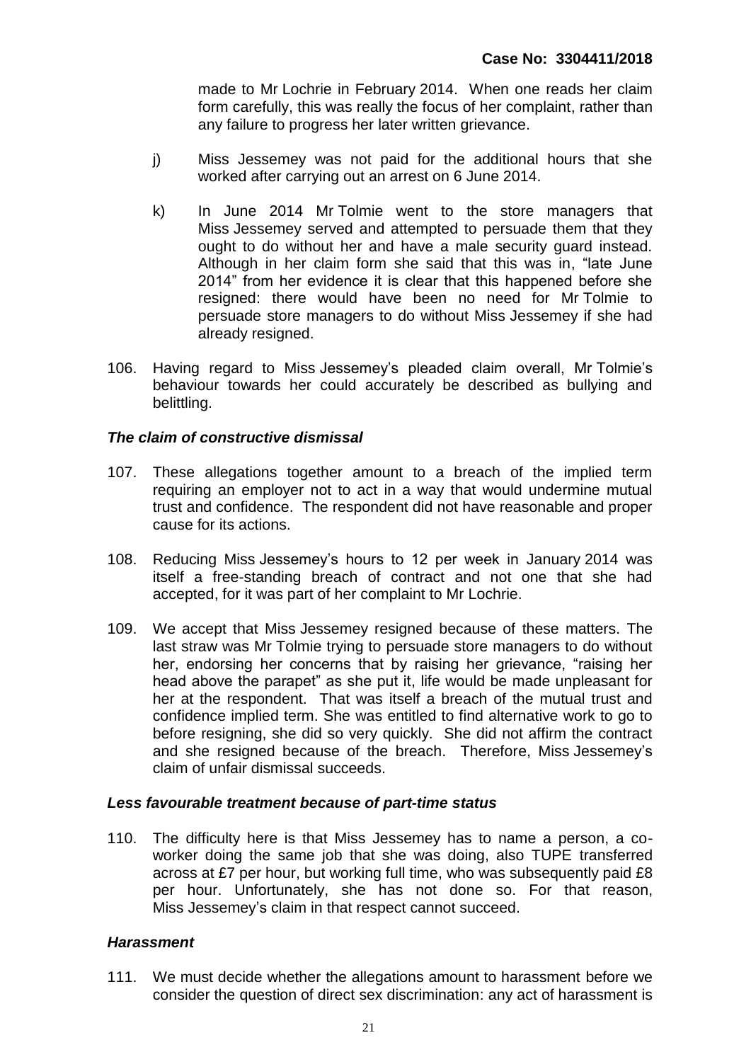made to Mr Lochrie in February 2014. When one reads her claim form carefully, this was really the focus of her complaint, rather than any failure to progress her later written grievance.

j) Miss Jessemey was not paid for the additional hours that she worked after carrying out an arrest on 6 June 2014.

k) In June 2014 Mr Tolmie went to the store managers that Miss Jessemey served and attempted to persuade them that they ought to do without her and have a male security guard instead. Although in her claim form she said that this was in, "late June 2014" from her evidence it is clear that this happened before she resigned: there would have been no need for Mr Tolmie to persuade store managers to do without Miss Jessemey if she had already resigned.

106. Having regard to Miss Jessemey's pleaded claim overall, Mr Tolmie's behaviour towards her could accurately be described as bullying and belittling.

### *The claim of constructive dismissal*

107. These allegations together amount to a breach of the implied term requiring an employer not to act in a way that would undermine mutual trust and confidence. The respondent did not have reasonable and proper cause for its actions.

108. Reducing Miss Jessemey's hours to 12 per week in January 2014 was itself a free-standing breach of contract and not one that she had accepted, for it was part of her complaint to Mr Lochrie.

109. We accept that Miss Jessemey resigned because of these matters. The last straw was Mr Tolmie trying to persuade store managers to do without her, endorsing her concerns that by raising her grievance, "raising her head above the parapet" as she put it, life would be made unpleasant for her at the respondent. That was itself a breach of the mutual trust and confidence implied term. She was entitled to find alternative work to go to before resigning, she did so very quickly. She did not affirm the contract and she resigned because of the breach. Therefore, Miss Jessemey's claim of unfair dismissal succeeds.

### *Less favourable treatment because of part-time status*

110. The difficulty here is that Miss Jessemey has to name a person, a co-worker doing the same job that she was doing, also TUPE transferred across at £7 per hour, but working full time, who was subsequently paid £8 per hour. Unfortunately, she has not done so. For that reason, Miss Jessemey's claim in that respect cannot succeed.

### *Harassment*

111. We must decide whether the allegations amount to harassment before we consider the question of direct sex discrimination: any act of harassment is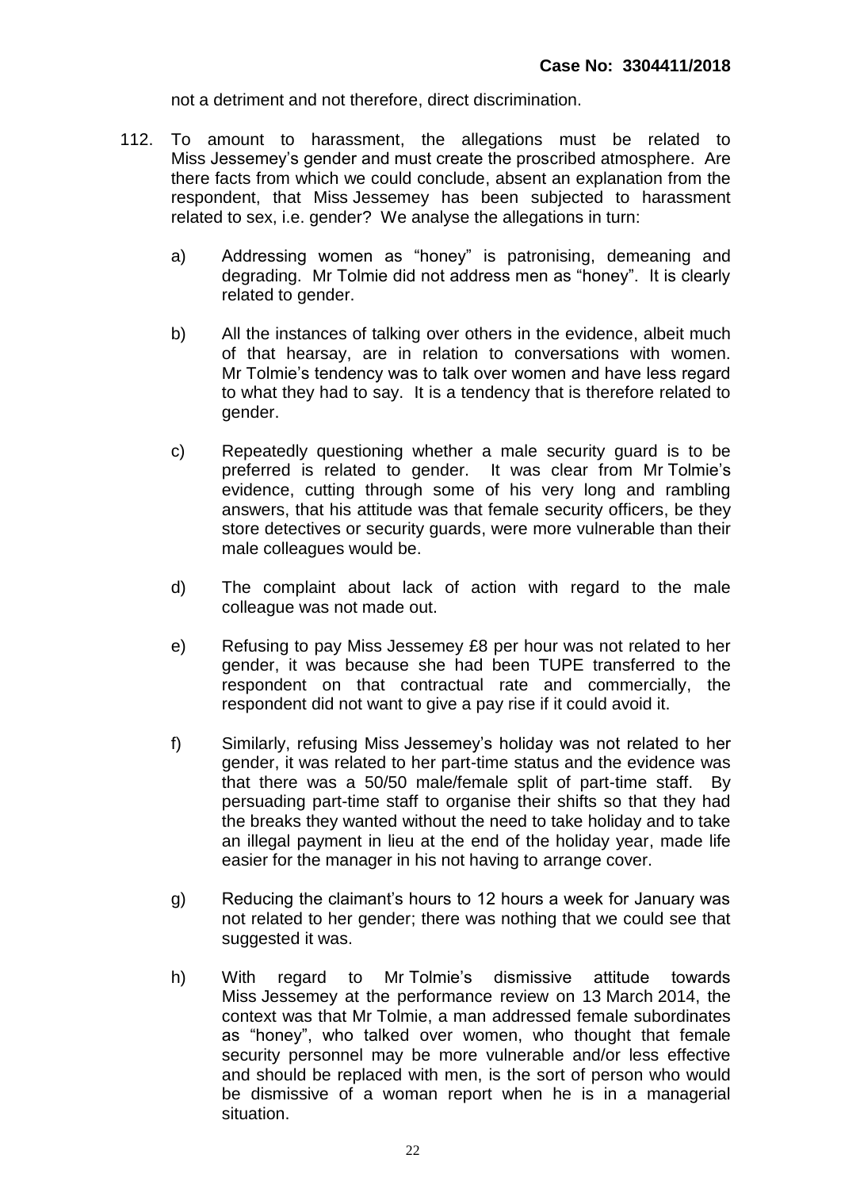not a detriment and not therefore, direct discrimination.

112. To amount to harassment, the allegations must be related to Miss Jessemey's gender and must create the proscribed atmosphere. Are there facts from which we could conclude, absent an explanation from the respondent, that Miss Jessemey has been subjected to harassment related to sex, i.e. gender? We analyse the allegations in turn:

    a) Addressing women as "honey" is patronising, demeaning and degrading. Mr Tolmie did not address men as "honey". It is clearly related to gender.

    b) All the instances of talking over others in the evidence, albeit much of that hearsay, are in relation to conversations with women. Mr Tolmie's tendency was to talk over women and have less regard to what they had to say. It is a tendency that is therefore related to gender.

    c) Repeatedly questioning whether a male security guard is to be preferred is related to gender. It was clear from Mr Tolmie's evidence, cutting through some of his very long and rambling answers, that his attitude was that female security officers, be they store detectives or security guards, were more vulnerable than their male colleagues would be.

    d) The complaint about lack of action with regard to the male colleague was not made out.

    e) Refusing to pay Miss Jessemey £8 per hour was not related to her gender, it was because she had been TUPE transferred to the respondent on that contractual rate and commercially, the respondent did not want to give a pay rise if it could avoid it.

    f) Similarly, refusing Miss Jessemey's holiday was not related to her gender, it was related to her part-time status and the evidence was that there was a 50/50 male/female split of part-time staff. By persuading part-time staff to organise their shifts so that they had the breaks they wanted without the need to take holiday and to take an illegal payment in lieu at the end of the holiday year, made life easier for the manager in his not having to arrange cover.

    g) Reducing the claimant's hours to 12 hours a week for January was not related to her gender; there was nothing that we could see that suggested it was.

    h) With regard to Mr Tolmie's dismissive attitude towards Miss Jessemey at the performance review on 13 March 2014, the context was that Mr Tolmie, a man addressed female subordinates as "honey", who talked over women, who thought that female security personnel may be more vulnerable and/or less effective and should be replaced with men, is the sort of person who would be dismissive of a woman report when he is in a managerial situation.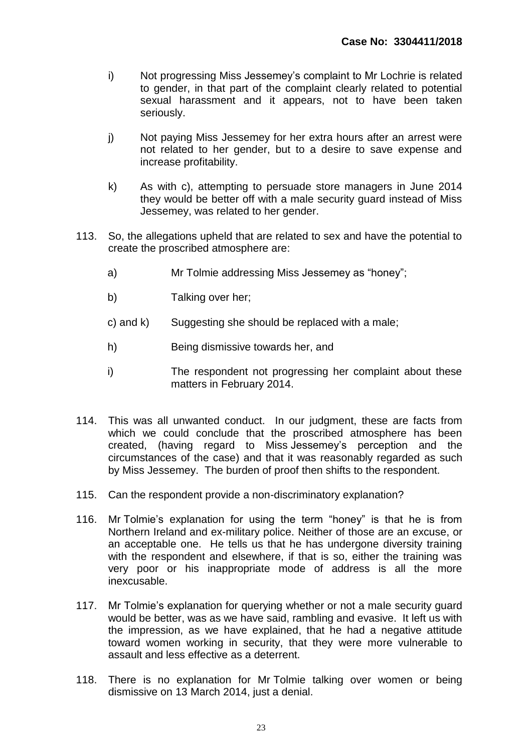i) Not progressing Miss Jessemey's complaint to Mr Lochrie is related to gender, in that part of the complaint clearly related to potential sexual harassment and it appears, not to have been taken seriously.

j) Not paying Miss Jessemey for her extra hours after an arrest were not related to her gender, but to a desire to save expense and increase profitability.

k) As with c), attempting to persuade store managers in June 2014 they would be better off with a male security guard instead of Miss Jessemey, was related to her gender.

113. So, the allegations upheld that are related to sex and have the potential to create the proscribed atmosphere are:

a) Mr Tolmie addressing Miss Jessemey as "honey";

b) Talking over her;

c) and k) Suggesting she should be replaced with a male;

h) Being dismissive towards her, and

i) The respondent not progressing her complaint about these matters in February 2014.

114. This was all unwanted conduct. In our judgment, these are facts from which we could conclude that the proscribed atmosphere has been created, (having regard to Miss Jessemey's perception and the circumstances of the case) and that it was reasonably regarded as such by Miss Jessemey. The burden of proof then shifts to the respondent.

115. Can the respondent provide a non-discriminatory explanation?

116. Mr Tolmie's explanation for using the term "honey" is that he is from Northern Ireland and ex-military police. Neither of those are an excuse, or an acceptable one. He tells us that he has undergone diversity training with the respondent and elsewhere, if that is so, either the training was very poor or his inappropriate mode of address is all the more inexcusable.

117. Mr Tolmie's explanation for querying whether or not a male security guard would be better, was as we have said, rambling and evasive. It left us with the impression, as we have explained, that he had a negative attitude toward women working in security, that they were more vulnerable to assault and less effective as a deterrent.

118. There is no explanation for Mr Tolmie talking over women or being dismissive on 13 March 2014, just a denial.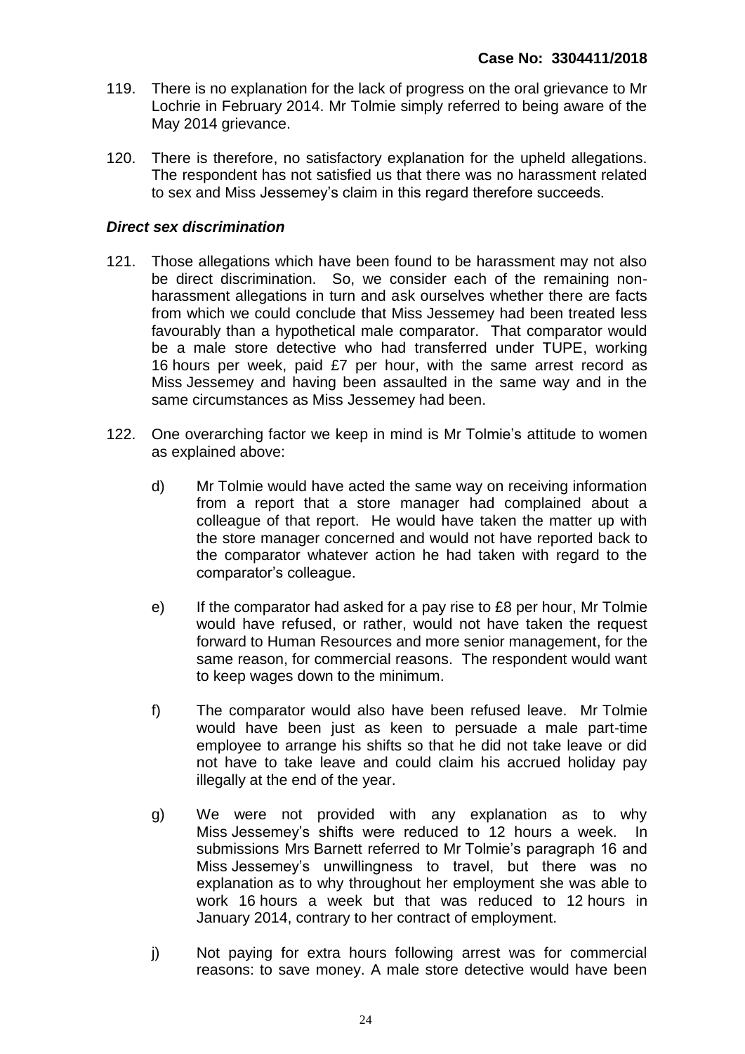119. There is no explanation for the lack of progress on the oral grievance to Mr Lochrie in February 2014. Mr Tolmie simply referred to being aware of the May 2014 grievance.

120. There is therefore, no satisfactory explanation for the upheld allegations. The respondent has not satisfied us that there was no harassment related to sex and Miss Jessemey's claim in this regard therefore succeeds.

### *Direct sex discrimination*

121. Those allegations which have been found to be harassment may not also be direct discrimination. So, we consider each of the remaining non-harassment allegations in turn and ask ourselves whether there are facts from which we could conclude that Miss Jessemey had been treated less favourably than a hypothetical male comparator. That comparator would be a male store detective who had transferred under TUPE, working 16 hours per week, paid £7 per hour, with the same arrest record as Miss Jessemey and having been assaulted in the same way and in the same circumstances as Miss Jessemey had been.

122. One overarching factor we keep in mind is Mr Tolmie's attitude to women as explained above:

    d) Mr Tolmie would have acted the same way on receiving information from a report that a store manager had complained about a colleague of that report. He would have taken the matter up with the store manager concerned and would not have reported back to the comparator whatever action he had taken with regard to the comparator's colleague.

    e) If the comparator had asked for a pay rise to £8 per hour, Mr Tolmie would have refused, or rather, would not have taken the request forward to Human Resources and more senior management, for the same reason, for commercial reasons. The respondent would want to keep wages down to the minimum.

    f) The comparator would also have been refused leave. Mr Tolmie would have been just as keen to persuade a male part-time employee to arrange his shifts so that he did not take leave or did not have to take leave and could claim his accrued holiday pay illegally at the end of the year.

    g) We were not provided with any explanation as to why Miss Jessemey's shifts were reduced to 12 hours a week. In submissions Mrs Barnett referred to Mr Tolmie's paragraph 16 and Miss Jessemey's unwillingness to travel, but there was no explanation as to why throughout her employment she was able to work 16 hours a week but that was reduced to 12 hours in January 2014, contrary to her contract of employment.

    j) Not paying for extra hours following arrest was for commercial reasons: to save money. A male store detective would have been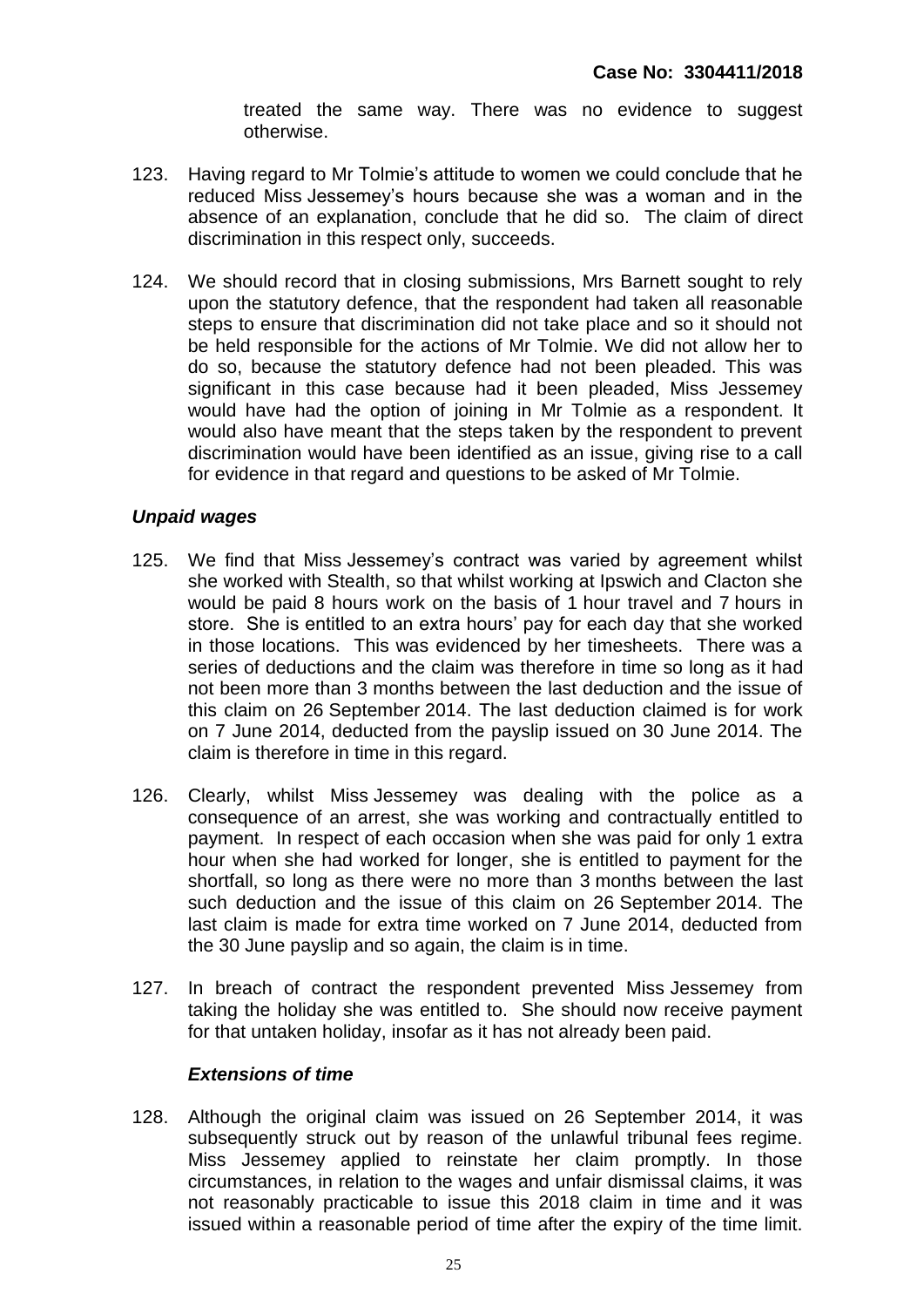treated the same way. There was no evidence to suggest otherwise.

123. Having regard to Mr Tolmie's attitude to women we could conclude that he reduced Miss Jessemey's hours because she was a woman and in the absence of an explanation, conclude that he did so. The claim of direct discrimination in this respect only, succeeds.

124. We should record that in closing submissions, Mrs Barnett sought to rely upon the statutory defence, that the respondent had taken all reasonable steps to ensure that discrimination did not take place and so it should not be held responsible for the actions of Mr Tolmie. We did not allow her to do so, because the statutory defence had not been pleaded. This was significant in this case because had it been pleaded, Miss Jessemey would have had the option of joining in Mr Tolmie as a respondent. It would also have meant that the steps taken by the respondent to prevent discrimination would have been identified as an issue, giving rise to a call for evidence in that regard and questions to be asked of Mr Tolmie.

### *Unpaid wages*

125. We find that Miss Jessemey's contract was varied by agreement whilst she worked with Stealth, so that whilst working at Ipswich and Clacton she would be paid 8 hours work on the basis of 1 hour travel and 7 hours in store. She is entitled to an extra hours' pay for each day that she worked in those locations. This was evidenced by her timesheets. There was a series of deductions and the claim was therefore in time so long as it had not been more than 3 months between the last deduction and the issue of this claim on 26 September 2014. The last deduction claimed is for work on 7 June 2014, deducted from the payslip issued on 30 June 2014. The claim is therefore in time in this regard.

126. Clearly, whilst Miss Jessemey was dealing with the police as a consequence of an arrest, she was working and contractually entitled to payment. In respect of each occasion when she was paid for only 1 extra hour when she had worked for longer, she is entitled to payment for the shortfall, so long as there were no more than 3 months between the last such deduction and the issue of this claim on 26 September 2014. The last claim is made for extra time worked on 7 June 2014, deducted from the 30 June payslip and so again, the claim is in time.

127. In breach of contract the respondent prevented Miss Jessemey from taking the holiday she was entitled to. She should now receive payment for that untaken holiday, insofar as it has not already been paid.

### *Extensions of time*

128. Although the original claim was issued on 26 September 2014, it was subsequently struck out by reason of the unlawful tribunal fees regime. Miss Jessemey applied to reinstate her claim promptly. In those circumstances, in relation to the wages and unfair dismissal claims, it was not reasonably practicable to issue this 2018 claim in time and it was issued within a reasonable period of time after the expiry of the time limit.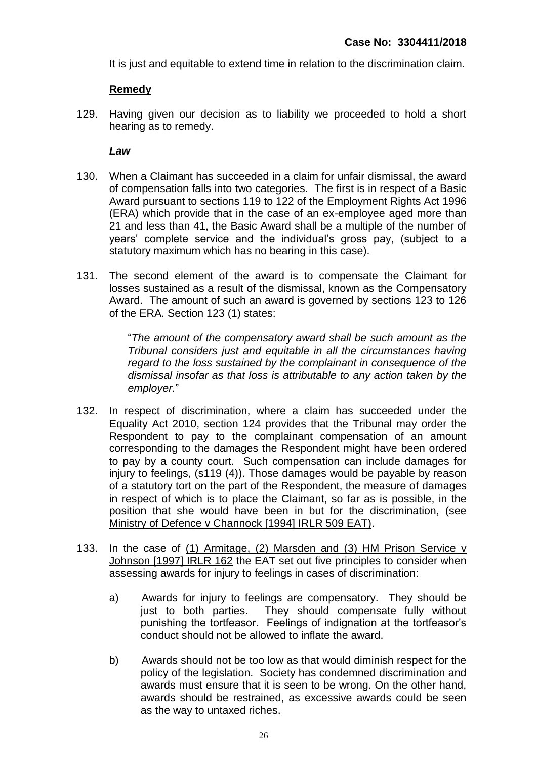It is just and equitable to extend time in relation to the discrimination claim.

## Remedy

129. Having given our decision as to liability we proceeded to hold a short hearing as to remedy.

### *Law*

130. When a Claimant has succeeded in a claim for unfair dismissal, the award of compensation falls into two categories. The first is in respect of a Basic Award pursuant to sections 119 to 122 of the Employment Rights Act 1996 (ERA) which provide that in the case of an ex-employee aged more than 21 and less than 41, the Basic Award shall be a multiple of the number of years' complete service and the individual's gross pay, (subject to a statutory maximum which has no bearing in this case).

131. The second element of the award is to compensate the Claimant for losses sustained as a result of the dismissal, known as the Compensatory Award. The amount of such an award is governed by sections 123 to 126 of the ERA. Section 123 (1) states:

> "*The amount of the compensatory award shall be such amount as the Tribunal considers just and equitable in all the circumstances having regard to the loss sustained by the complainant in consequence of the dismissal insofar as that loss is attributable to any action taken by the employer.*"

132. In respect of discrimination, where a claim has succeeded under the Equality Act 2010, section 124 provides that the Tribunal may order the Respondent to pay to the complainant compensation of an amount corresponding to the damages the Respondent might have been ordered to pay by a county court. Such compensation can include damages for injury to feelings, (s119 (4)). Those damages would be payable by reason of a statutory tort on the part of the Respondent, the measure of damages in respect of which is to place the Claimant, so far as is possible, in the position that she would have been in but for the discrimination, (see Ministry of Defence v Channock [1994] IRLR 509 EAT).

133. In the case of (1) Armitage, (2) Marsden and (3) HM Prison Service v Johnson [1997] IRLR 162 the EAT set out five principles to consider when assessing awards for injury to feelings in cases of discrimination:

    a) Awards for injury to feelings are compensatory. They should be just to both parties. They should compensate fully without punishing the tortfeasor. Feelings of indignation at the tortfeasor's conduct should not be allowed to inflate the award.

    b) Awards should not be too low as that would diminish respect for the policy of the legislation. Society has condemned discrimination and awards must ensure that it is seen to be wrong. On the other hand, awards should be restrained, as excessive awards could be seen as the way to untaxed riches.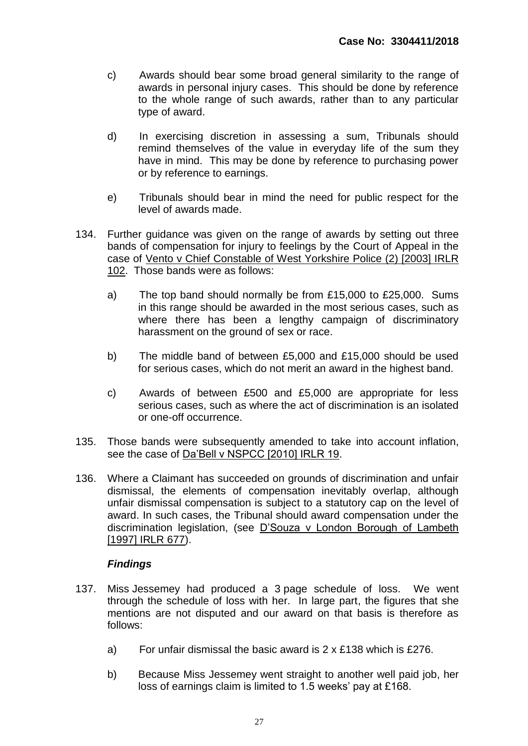c) Awards should bear some broad general similarity to the range of awards in personal injury cases. This should be done by reference to the whole range of such awards, rather than to any particular type of award.

d) In exercising discretion in assessing a sum, Tribunals should remind themselves of the value in everyday life of the sum they have in mind. This may be done by reference to purchasing power or by reference to earnings.

e) Tribunals should bear in mind the need for public respect for the level of awards made.

134. Further guidance was given on the range of awards by setting out three bands of compensation for injury to feelings by the Court of Appeal in the case of Vento v Chief Constable of West Yorkshire Police (2) [2003] IRLR 102. Those bands were as follows:

a) The top band should normally be from £15,000 to £25,000. Sums in this range should be awarded in the most serious cases, such as where there has been a lengthy campaign of discriminatory harassment on the ground of sex or race.

b) The middle band of between £5,000 and £15,000 should be used for serious cases, which do not merit an award in the highest band.

c) Awards of between £500 and £5,000 are appropriate for less serious cases, such as where the act of discrimination is an isolated or one-off occurrence.

135. Those bands were subsequently amended to take into account inflation, see the case of Da'Bell v NSPCC [2010] IRLR 19.

136. Where a Claimant has succeeded on grounds of discrimination and unfair dismissal, the elements of compensation inevitably overlap, although unfair dismissal compensation is subject to a statutory cap on the level of award. In such cases, the Tribunal should award compensation under the discrimination legislation, (see D'Souza v London Borough of Lambeth [1997] IRLR 677).

### *Findings*

137. Miss Jessemey had produced a 3 page schedule of loss. We went through the schedule of loss with her. In large part, the figures that she mentions are not disputed and our award on that basis is therefore as follows:

a) For unfair dismissal the basic award is 2 x £138 which is £276.

b) Because Miss Jessemey went straight to another well paid job, her loss of earnings claim is limited to 1.5 weeks' pay at £168.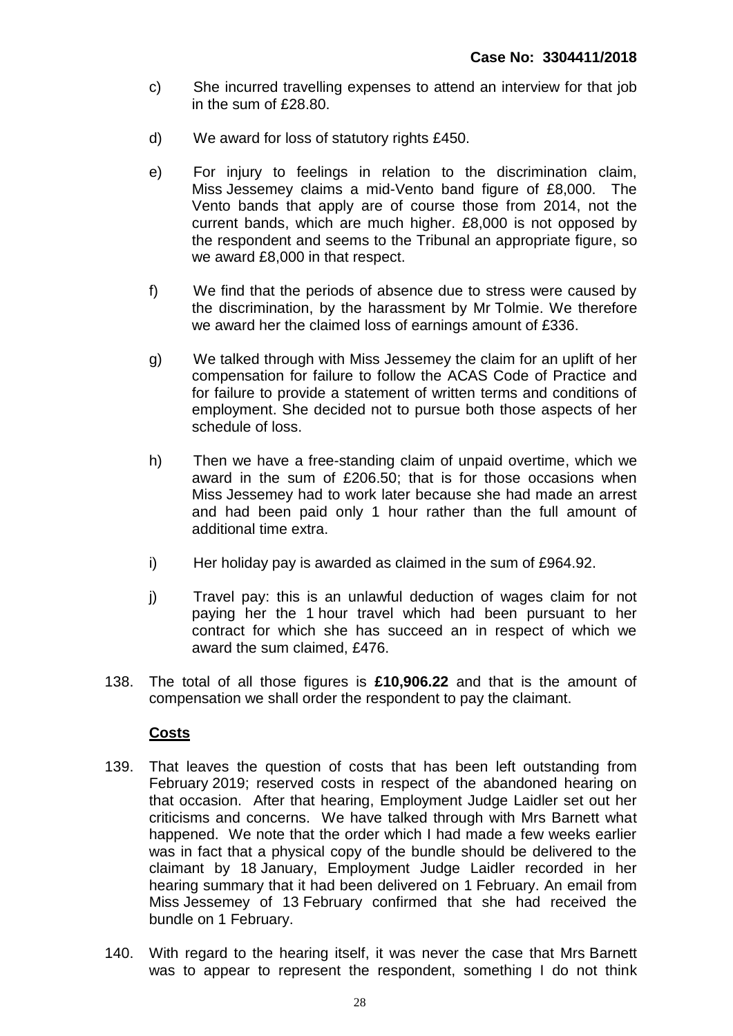c) She incurred travelling expenses to attend an interview for that job in the sum of £28.80.

d) We award for loss of statutory rights £450.

e) For injury to feelings in relation to the discrimination claim, Miss Jessemey claims a mid-Vento band figure of £8,000. The Vento bands that apply are of course those from 2014, not the current bands, which are much higher. £8,000 is not opposed by the respondent and seems to the Tribunal an appropriate figure, so we award £8,000 in that respect.

f) We find that the periods of absence due to stress were caused by the discrimination, by the harassment by Mr Tolmie. We therefore we award her the claimed loss of earnings amount of £336.

g) We talked through with Miss Jessemey the claim for an uplift of her compensation for failure to follow the ACAS Code of Practice and for failure to provide a statement of written terms and conditions of employment. She decided not to pursue both those aspects of her schedule of loss.

h) Then we have a free-standing claim of unpaid overtime, which we award in the sum of £206.50; that is for those occasions when Miss Jessemey had to work later because she had made an arrest and had been paid only 1 hour rather than the full amount of additional time extra.

i) Her holiday pay is awarded as claimed in the sum of £964.92.

j) Travel pay: this is an unlawful deduction of wages claim for not paying her the 1 hour travel which had been pursuant to her contract for which she has succeed an in respect of which we award the sum claimed, £476.

138. The total of all those figures is **£10,906.22** and that is the amount of compensation we shall order the respondent to pay the claimant.

## Costs

139. That leaves the question of costs that has been left outstanding from February 2019; reserved costs in respect of the abandoned hearing on that occasion. After that hearing, Employment Judge Laidler set out her criticisms and concerns. We have talked through with Mrs Barnett what happened. We note that the order which I had made a few weeks earlier was in fact that a physical copy of the bundle should be delivered to the claimant by 18 January, Employment Judge Laidler recorded in her hearing summary that it had been delivered on 1 February. An email from Miss Jessemey of 13 February confirmed that she had received the bundle on 1 February.

140. With regard to the hearing itself, it was never the case that Mrs Barnett was to appear to represent the respondent, something I do not think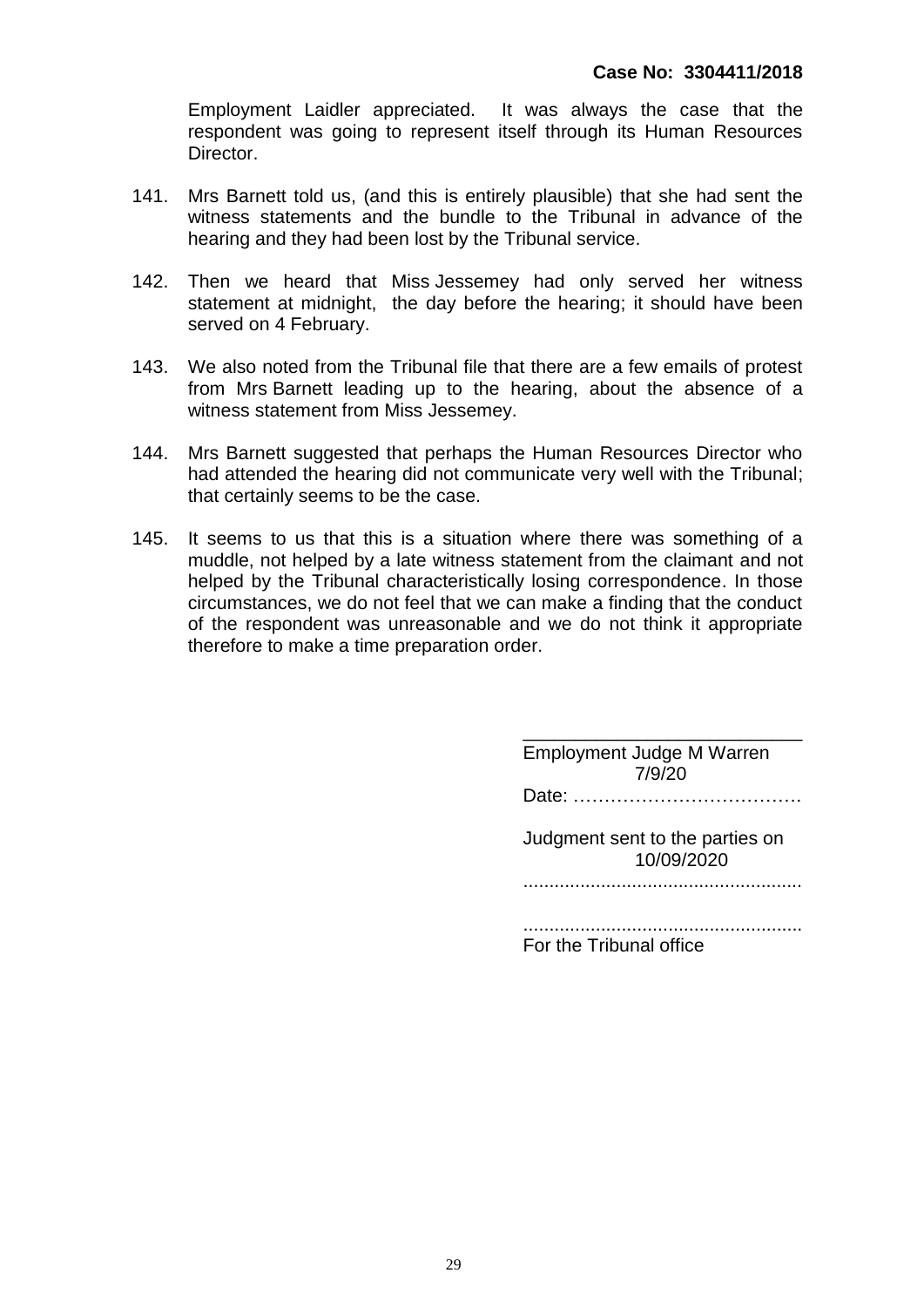Employment Laidler appreciated. It was always the case that the respondent was going to represent itself through its Human Resources Director.

141. Mrs Barnett told us, (and this is entirely plausible) that she had sent the witness statements and the bundle to the Tribunal in advance of the hearing and they had been lost by the Tribunal service.

142. Then we heard that Miss Jessemey had only served her witness statement at midnight, the day before the hearing; it should have been served on 4 February.

143. We also noted from the Tribunal file that there are a few emails of protest from Mrs Barnett leading up to the hearing, about the absence of a witness statement from Miss Jessemey.

144. Mrs Barnett suggested that perhaps the Human Resources Director who had attended the hearing did not communicate very well with the Tribunal; that certainly seems to be the case.

145. It seems to us that this is a situation where there was something of a muddle, not helped by a late witness statement from the claimant and not helped by the Tribunal characteristically losing correspondence. In those circumstances, we do not feel that we can make a finding that the conduct of the respondent was unreasonable and we do not think it appropriate therefore to make a time preparation order.

\_\_\_\_\_\_\_\_\_\_\_\_\_\_\_\_\_\_\_\_\_\_\_\_\_\_\_

Employment Judge M Warren

Date: 7/9/20

Judgment sent to the parties on 10/09/2020

......................................................

......................................................

For the Tribunal office